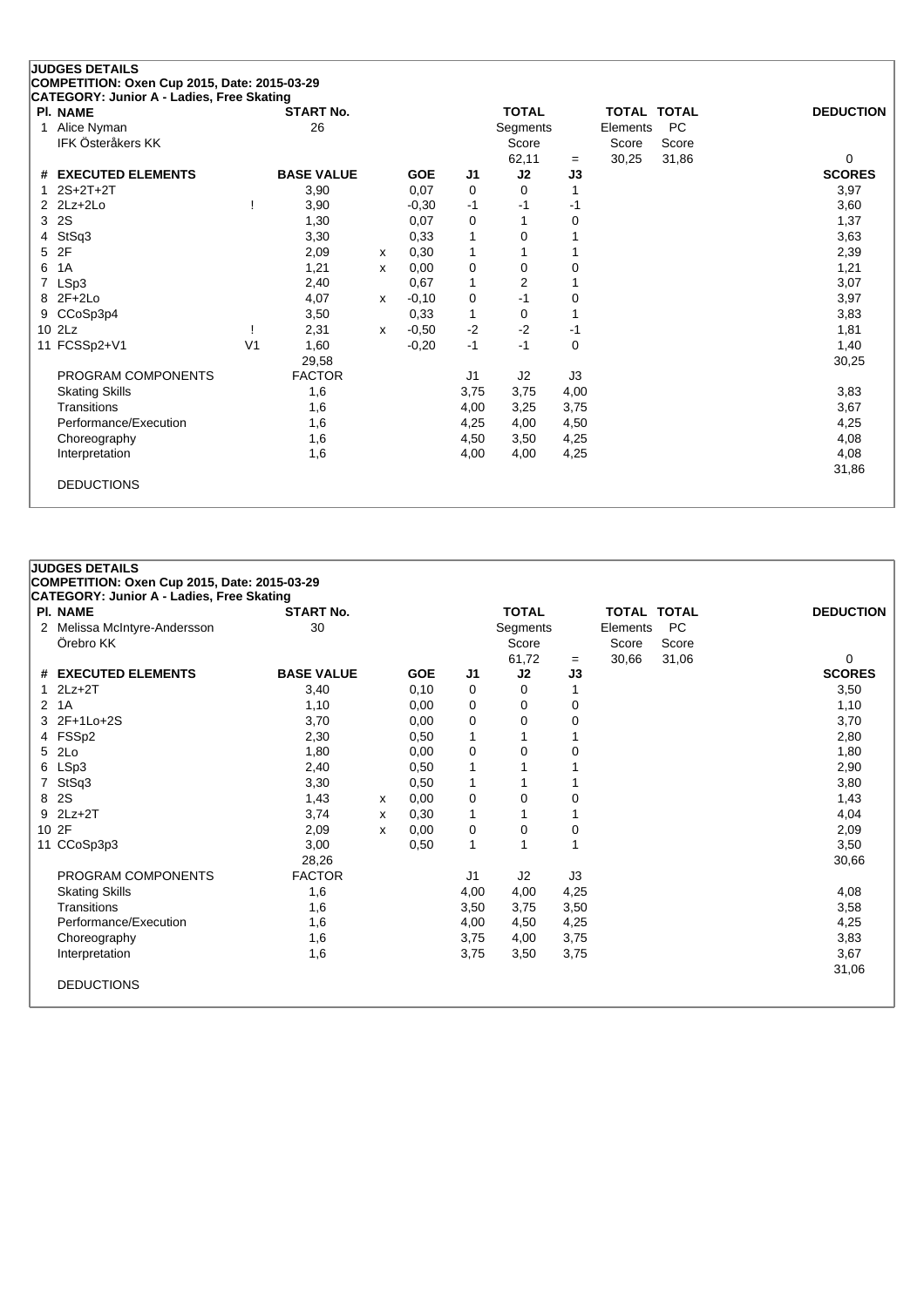**JUDGES DETAILS**
**COMPETITION: Oxen Cup 2015, Date: 2015-03-29**
**CATEGORY: Junior A - Ladies, Free Skating**

| Pl. | NAME | START No. | TOTAL Segments Score | = | TOTAL Elements Score | TOTAL PC Score | DEDUCTION |
|---|---|---|---|---|---|---|---|
| 1 | Alice Nyman<br>IFK Österåkers KK | 26 | 62,11 | = | 30,25 | 31,86 | 0 |

| # | EXECUTED ELEMENTS | | BASE VALUE | | GOE | J1 | J2 | J3 | SCORES |
|---|---|---|---|---|---|---|---|---|---|
| 1 | 2S+2T+2T | | 3,90 | | 0,07 | 0 | 0 | 1 | 3,97 |
| 2 | 2Lz+2Lo | ! | 3,90 | | -0,30 | -1 | -1 | -1 | 3,60 |
| 3 | 2S | | 1,30 | | 0,07 | 0 | 1 | 0 | 1,37 |
| 4 | StSq3 | | 3,30 | | 0,33 | 1 | 0 | 1 | 3,63 |
| 5 | 2F | | 2,09 | x | 0,30 | 1 | 1 | 1 | 2,39 |
| 6 | 1A | | 1,21 | x | 0,00 | 0 | 0 | 0 | 1,21 |
| 7 | LSp3 | | 2,40 | | 0,67 | 1 | 2 | 1 | 3,07 |
| 8 | 2F+2Lo | | 4,07 | x | -0,10 | 0 | -1 | 0 | 3,97 |
| 9 | CCoSp3p4 | | 3,50 | | 0,33 | 1 | 0 | 1 | 3,83 |
| 10 | 2Lz | ! | 2,31 | x | -0,50 | -2 | -2 | -1 | 1,81 |
| 11 | FCSSp2+V1 | V1 | 1,60 | | -0,20 | -1 | -1 | 0 | 1,40 |
| | | | 29,58 | | | | | | 30,25 |

| PROGRAM COMPONENTS | FACTOR | J1 | J2 | J3 | |
|---|---|---|---|---|---|
| Skating Skills | 1,6 | 3,75 | 3,75 | 4,00 | 3,83 |
| Transitions | 1,6 | 4,00 | 3,25 | 3,75 | 3,67 |
| Performance/Execution | 1,6 | 4,25 | 4,00 | 4,50 | 4,25 |
| Choreography | 1,6 | 4,50 | 3,50 | 4,25 | 4,08 |
| Interpretation | 1,6 | 4,00 | 4,00 | 4,25 | 4,08 |
| | | | | | 31,86 |

DEDUCTIONS

**JUDGES DETAILS**
**COMPETITION: Oxen Cup 2015, Date: 2015-03-29**
**CATEGORY: Junior A - Ladies, Free Skating**

| Pl. | NAME | START No. | TOTAL Segments Score | = | TOTAL Elements Score | TOTAL PC Score | DEDUCTION |
|---|---|---|---|---|---|---|---|
| 2 | Melissa McIntyre-Andersson<br>Örebro KK | 30 | 61,72 | = | 30,66 | 31,06 | 0 |

| # | EXECUTED ELEMENTS | BASE VALUE | | GOE | J1 | J2 | J3 | SCORES |
|---|---|---|---|---|---|---|---|---|
| 1 | 2Lz+2T | 3,40 | | 0,10 | 0 | 0 | 1 | 3,50 |
| 2 | 1A | 1,10 | | 0,00 | 0 | 0 | 0 | 1,10 |
| 3 | 2F+1Lo+2S | 3,70 | | 0,00 | 0 | 0 | 0 | 3,70 |
| 4 | FSSp2 | 2,30 | | 0,50 | 1 | 1 | 1 | 2,80 |
| 5 | 2Lo | 1,80 | | 0,00 | 0 | 0 | 0 | 1,80 |
| 6 | LSp3 | 2,40 | | 0,50 | 1 | 1 | 1 | 2,90 |
| 7 | StSq3 | 3,30 | | 0,50 | 1 | 1 | 1 | 3,80 |
| 8 | 2S | 1,43 | x | 0,00 | 0 | 0 | 0 | 1,43 |
| 9 | 2Lz+2T | 3,74 | x | 0,30 | 1 | 1 | 1 | 4,04 |
| 10 | 2F | 2,09 | x | 0,00 | 0 | 0 | 0 | 2,09 |
| 11 | CCoSp3p3 | 3,00 | | 0,50 | 1 | 1 | 1 | 3,50 |
| | | 28,26 | | | | | | 30,66 |

| PROGRAM COMPONENTS | FACTOR | J1 | J2 | J3 | |
|---|---|---|---|---|---|
| Skating Skills | 1,6 | 4,00 | 4,00 | 4,25 | 4,08 |
| Transitions | 1,6 | 3,50 | 3,75 | 3,50 | 3,58 |
| Performance/Execution | 1,6 | 4,00 | 4,50 | 4,25 | 4,25 |
| Choreography | 1,6 | 3,75 | 4,00 | 3,75 | 3,83 |
| Interpretation | 1,6 | 3,75 | 3,50 | 3,75 | 3,67 |
| | | | | | 31,06 |

DEDUCTIONS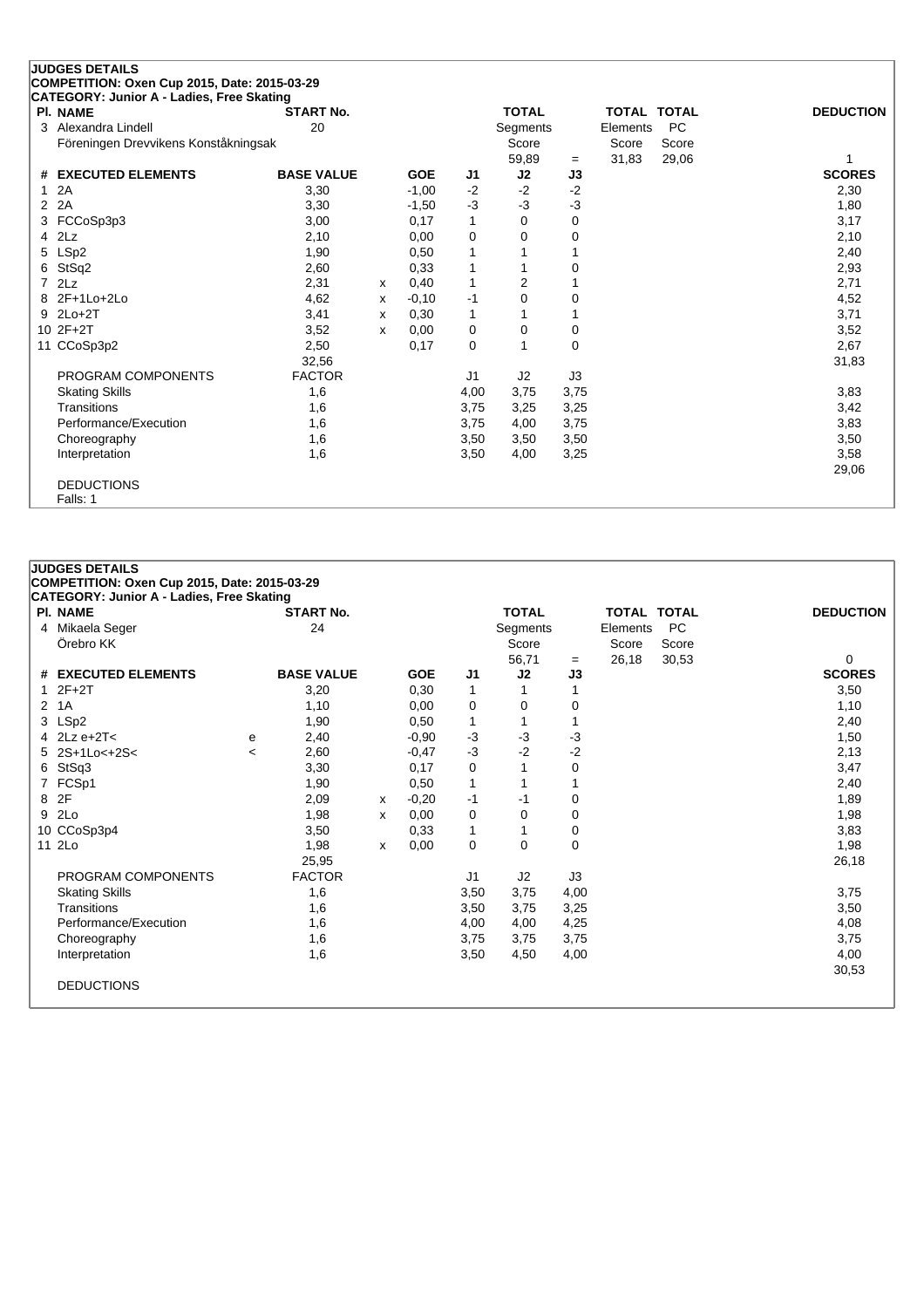**JUDGES DETAILS**
**COMPETITION: Oxen Cup 2015, Date: 2015-03-29**
**CATEGORY: Junior A - Ladies, Free Skating**

| Pl. | NAME | START No. | TOTAL Segments Score | = | TOTAL Elements Score | TOTAL PC Score | DEDUCTION |
|---|---|---|---|---|---|---|---|
| 3 | Alexandra Lindell | 20 | 59,89 | = | 31,83 | 29,06 | 1 |
| | Föreningen Drevvikens Konståkningsak | | | | | | |

| # | EXECUTED ELEMENTS | | BASE VALUE | | GOE | J1 | J2 | J3 | SCORES |
|---|---|---|---|---|---|---|---|---|---|
| 1 | 2A | | 3,30 | | -1,00 | -2 | -2 | -2 | 2,30 |
| 2 | 2A | | 3,30 | | -1,50 | -3 | -3 | -3 | 1,80 |
| 3 | FCCoSp3p3 | | 3,00 | | 0,17 | 1 | 0 | 0 | 3,17 |
| 4 | 2Lz | | 2,10 | | 0,00 | 0 | 0 | 0 | 2,10 |
| 5 | LSp2 | | 1,90 | | 0,50 | 1 | 1 | 1 | 2,40 |
| 6 | StSq2 | | 2,60 | | 0,33 | 1 | 1 | 0 | 2,93 |
| 7 | 2Lz | | 2,31 | x | 0,40 | 1 | 2 | 1 | 2,71 |
| 8 | 2F+1Lo+2Lo | | 4,62 | x | -0,10 | -1 | 0 | 0 | 4,52 |
| 9 | 2Lo+2T | | 3,41 | x | 0,30 | 1 | 1 | 1 | 3,71 |
| 10 | 2F+2T | | 3,52 | x | 0,00 | 0 | 0 | 0 | 3,52 |
| 11 | CCoSp3p2 | | 2,50 | | 0,17 | 0 | 1 | 0 | 2,67 |
| | | | 32,56 | | | | | | 31,83 |

| PROGRAM COMPONENTS | FACTOR | J1 | J2 | J3 | |
|---|---|---|---|---|---|
| Skating Skills | 1,6 | 4,00 | 3,75 | 3,75 | 3,83 |
| Transitions | 1,6 | 3,75 | 3,25 | 3,25 | 3,42 |
| Performance/Execution | 1,6 | 3,75 | 4,00 | 3,75 | 3,83 |
| Choreography | 1,6 | 3,50 | 3,50 | 3,50 | 3,50 |
| Interpretation | 1,6 | 3,50 | 4,00 | 3,25 | 3,58 |
| | | | | | 29,06 |

DEDUCTIONS
Falls: 1

**JUDGES DETAILS**
**COMPETITION: Oxen Cup 2015, Date: 2015-03-29**
**CATEGORY: Junior A - Ladies, Free Skating**

| Pl. | NAME | START No. | TOTAL Segments Score | = | TOTAL Elements Score | TOTAL PC Score | DEDUCTION |
|---|---|---|---|---|---|---|---|
| 4 | Mikaela Seger | 24 | 56,71 | = | 26,18 | 30,53 | 0 |
| | Örebro KK | | | | | | |

| # | EXECUTED ELEMENTS | | BASE VALUE | | GOE | J1 | J2 | J3 | SCORES |
|---|---|---|---|---|---|---|---|---|---|
| 1 | 2F+2T | | 3,20 | | 0,30 | 1 | 1 | 1 | 3,50 |
| 2 | 1A | | 1,10 | | 0,00 | 0 | 0 | 0 | 1,10 |
| 3 | LSp2 | | 1,90 | | 0,50 | 1 | 1 | 1 | 2,40 |
| 4 | 2Lz e+2T< | e | 2,40 | | -0,90 | -3 | -3 | -3 | 1,50 |
| 5 | 2S+1Lo<+2S< | < | 2,60 | | -0,47 | -3 | -2 | -2 | 2,13 |
| 6 | StSq3 | | 3,30 | | 0,17 | 0 | 1 | 0 | 3,47 |
| 7 | FCSp1 | | 1,90 | | 0,50 | 1 | 1 | 1 | 2,40 |
| 8 | 2F | | 2,09 | x | -0,20 | -1 | -1 | 0 | 1,89 |
| 9 | 2Lo | | 1,98 | x | 0,00 | 0 | 0 | 0 | 1,98 |
| 10 | CCoSp3p4 | | 3,50 | | 0,33 | 1 | 1 | 0 | 3,83 |
| 11 | 2Lo | | 1,98 | x | 0,00 | 0 | 0 | 0 | 1,98 |
| | | | 25,95 | | | | | | 26,18 |

| PROGRAM COMPONENTS | FACTOR | J1 | J2 | J3 | |
|---|---|---|---|---|---|
| Skating Skills | 1,6 | 3,50 | 3,75 | 4,00 | 3,75 |
| Transitions | 1,6 | 3,50 | 3,75 | 3,25 | 3,50 |
| Performance/Execution | 1,6 | 4,00 | 4,00 | 4,25 | 4,08 |
| Choreography | 1,6 | 3,75 | 3,75 | 3,75 | 3,75 |
| Interpretation | 1,6 | 3,50 | 4,50 | 4,00 | 4,00 |
| | | | | | 30,53 |

DEDUCTIONS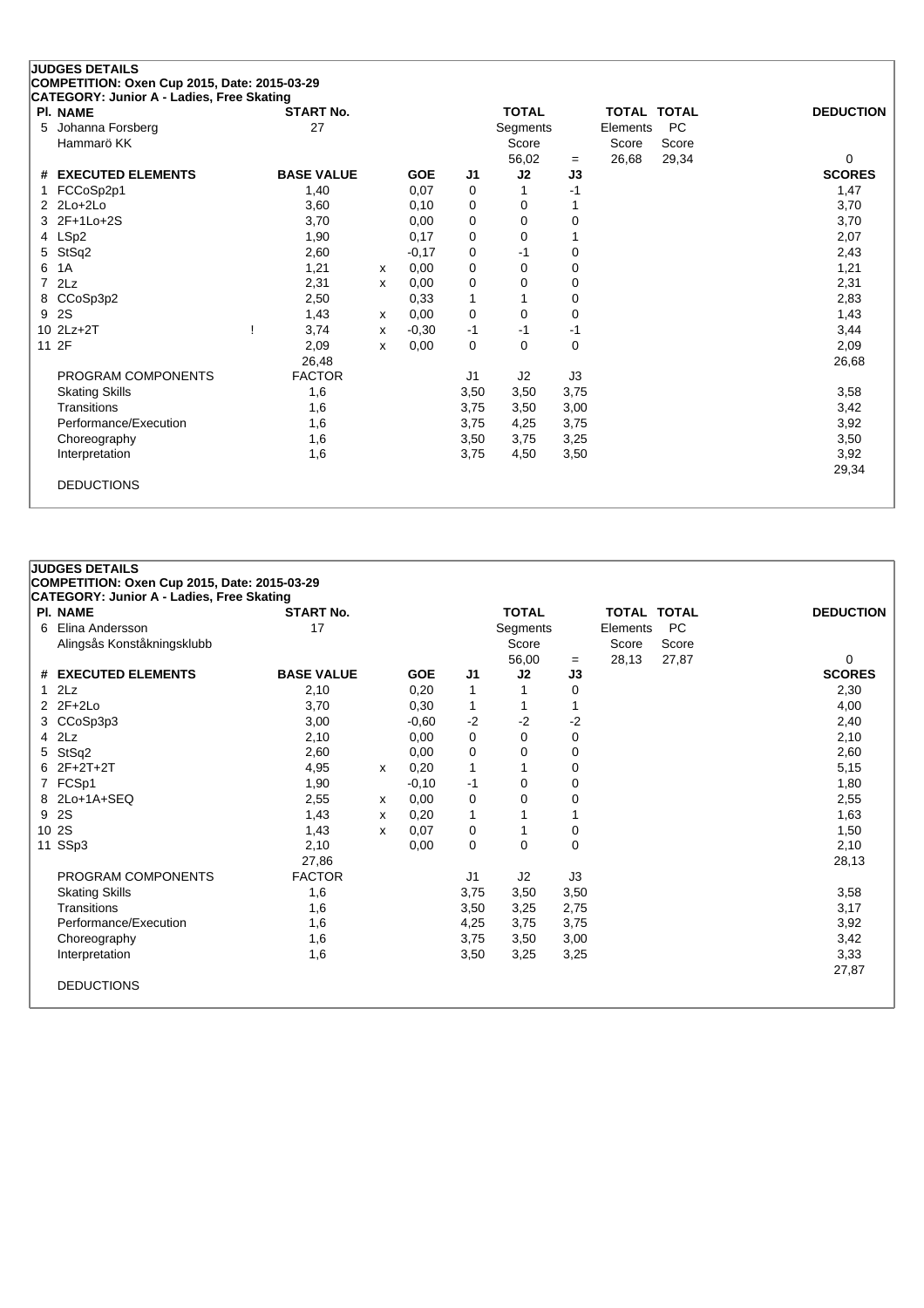## JUDGES DETAILS

**COMPETITION: Oxen Cup 2015, Date: 2015-03-29**

**CATEGORY: Junior A - Ladies, Free Skating**

| Pl. | NAME | START No. | TOTAL Segments Score | = | TOTAL Elements Score | TOTAL PC Score | DEDUCTION |
|---|---|---|---|---|---|---|---|
| 5 | Johanna Forsberg<br>Hammarö KK | 27 | 56,02 | = | 26,68 | 29,34 | 0 |

| # | EXECUTED ELEMENTS | | BASE VALUE | | GOE | J1 | J2 | J3 | SCORES |
|---|---|---|---|---|---|---|---|---|---|
| 1 | FCCoSp2p1 | | 1,40 | | 0,07 | 0 | 1 | -1 | 1,47 |
| 2 | 2Lo+2Lo | | 3,60 | | 0,10 | 0 | 0 | 1 | 3,70 |
| 3 | 2F+1Lo+2S | | 3,70 | | 0,00 | 0 | 0 | 0 | 3,70 |
| 4 | LSp2 | | 1,90 | | 0,17 | 0 | 0 | 1 | 2,07 |
| 5 | StSq2 | | 2,60 | | -0,17 | 0 | -1 | 0 | 2,43 |
| 6 | 1A | | 1,21 | x | 0,00 | 0 | 0 | 0 | 1,21 |
| 7 | 2Lz | | 2,31 | x | 0,00 | 0 | 0 | 0 | 2,31 |
| 8 | CCoSp3p2 | | 2,50 | | 0,33 | 1 | 1 | 0 | 2,83 |
| 9 | 2S | | 1,43 | x | 0,00 | 0 | 0 | 0 | 1,43 |
| 10 | 2Lz+2T | ! | 3,74 | x | -0,30 | -1 | -1 | -1 | 3,44 |
| 11 | 2F | | 2,09 | x | 0,00 | 0 | 0 | 0 | 2,09 |
| | | | 26,48 | | | | | | 26,68 |

| PROGRAM COMPONENTS | FACTOR | J1 | J2 | J3 | |
|---|---|---|---|---|---|
| Skating Skills | 1,6 | 3,50 | 3,50 | 3,75 | 3,58 |
| Transitions | 1,6 | 3,75 | 3,50 | 3,00 | 3,42 |
| Performance/Execution | 1,6 | 3,75 | 4,25 | 3,75 | 3,92 |
| Choreography | 1,6 | 3,50 | 3,75 | 3,25 | 3,50 |
| Interpretation | 1,6 | 3,75 | 4,50 | 3,50 | 3,92 |
| | | | | | 29,34 |

DEDUCTIONS

## JUDGES DETAILS

**COMPETITION: Oxen Cup 2015, Date: 2015-03-29**

**CATEGORY: Junior A - Ladies, Free Skating**

| Pl. | NAME | START No. | TOTAL Segments Score | = | TOTAL Elements Score | TOTAL PC Score | DEDUCTION |
|---|---|---|---|---|---|---|---|
| 6 | Elina Andersson<br>Alingsås Konståkningsklubb | 17 | 56,00 | = | 28,13 | 27,87 | 0 |

| # | EXECUTED ELEMENTS | BASE VALUE | | GOE | J1 | J2 | J3 | SCORES |
|---|---|---|---|---|---|---|---|---|
| 1 | 2Lz | 2,10 | | 0,20 | 1 | 1 | 0 | 2,30 |
| 2 | 2F+2Lo | 3,70 | | 0,30 | 1 | 1 | 1 | 4,00 |
| 3 | CCoSp3p3 | 3,00 | | -0,60 | -2 | -2 | -2 | 2,40 |
| 4 | 2Lz | 2,10 | | 0,00 | 0 | 0 | 0 | 2,10 |
| 5 | StSq2 | 2,60 | | 0,00 | 0 | 0 | 0 | 2,60 |
| 6 | 2F+2T+2T | 4,95 | x | 0,20 | 1 | 1 | 0 | 5,15 |
| 7 | FCSp1 | 1,90 | | -0,10 | -1 | 0 | 0 | 1,80 |
| 8 | 2Lo+1A+SEQ | 2,55 | x | 0,00 | 0 | 0 | 0 | 2,55 |
| 9 | 2S | 1,43 | x | 0,20 | 1 | 1 | 1 | 1,63 |
| 10 | 2S | 1,43 | x | 0,07 | 0 | 1 | 0 | 1,50 |
| 11 | SSp3 | 2,10 | | 0,00 | 0 | 0 | 0 | 2,10 |
| | | 27,86 | | | | | | 28,13 |

| PROGRAM COMPONENTS | FACTOR | J1 | J2 | J3 | |
|---|---|---|---|---|---|
| Skating Skills | 1,6 | 3,75 | 3,50 | 3,50 | 3,58 |
| Transitions | 1,6 | 3,50 | 3,25 | 2,75 | 3,17 |
| Performance/Execution | 1,6 | 4,25 | 3,75 | 3,75 | 3,92 |
| Choreography | 1,6 | 3,75 | 3,50 | 3,00 | 3,42 |
| Interpretation | 1,6 | 3,50 | 3,25 | 3,25 | 3,33 |
| | | | | | 27,87 |

DEDUCTIONS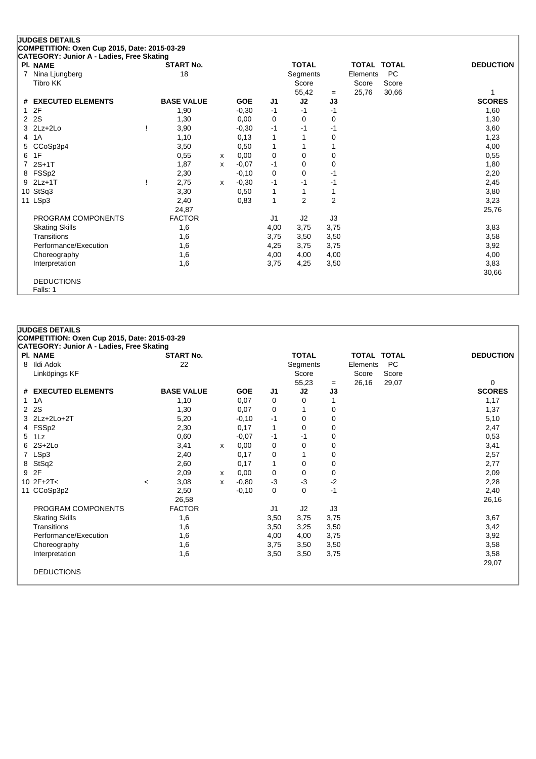## JUDGES DETAILS

**COMPETITION: Oxen Cup 2015, Date: 2015-03-29**

**CATEGORY: Junior A - Ladies, Free Skating**

| Pl. | NAME | START No. | TOTAL Segments Score | = | TOTAL Elements Score | TOTAL PC Score | DEDUCTION |
|---|---|---|---|---|---|---|---|
| 7 | Nina Ljungberg<br>Tibro KK | 18 | 55,42 | = | 25,76 | 30,66 | 1 |

| # | EXECUTED ELEMENTS | | BASE VALUE | | GOE | J1 | J2 | J3 | SCORES |
|---|---|---|---|---|---|---|---|---|---|
| 1 | 2F | | 1,90 | | -0,30 | -1 | -1 | -1 | 1,60 |
| 2 | 2S | | 1,30 | | 0,00 | 0 | 0 | 0 | 1,30 |
| 3 | 2Lz+2Lo | ! | 3,90 | | -0,30 | -1 | -1 | -1 | 3,60 |
| 4 | 1A | | 1,10 | | 0,13 | 1 | 1 | 0 | 1,23 |
| 5 | CCoSp3p4 | | 3,50 | | 0,50 | 1 | 1 | 1 | 4,00 |
| 6 | 1F | | 0,55 | x | 0,00 | 0 | 0 | 0 | 0,55 |
| 7 | 2S+1T | | 1,87 | x | -0,07 | -1 | 0 | 0 | 1,80 |
| 8 | FSSp2 | | 2,30 | | -0,10 | 0 | 0 | -1 | 2,20 |
| 9 | 2Lz+1T | ! | 2,75 | x | -0,30 | -1 | -1 | -1 | 2,45 |
| 10 | StSq3 | | 3,30 | | 0,50 | 1 | 1 | 1 | 3,80 |
| 11 | LSp3 | | 2,40 | | 0,83 | 1 | 2 | 2 | 3,23 |
| | | | 24,87 | | | | | | 25,76 |
| | PROGRAM COMPONENTS | | FACTOR | | | J1 | J2 | J3 | |
| | Skating Skills | | 1,6 | | | 4,00 | 3,75 | 3,75 | 3,83 |
| | Transitions | | 1,6 | | | 3,75 | 3,50 | 3,50 | 3,58 |
| | Performance/Execution | | 1,6 | | | 4,25 | 3,75 | 3,75 | 3,92 |
| | Choreography | | 1,6 | | | 4,00 | 4,00 | 4,00 | 4,00 |
| | Interpretation | | 1,6 | | | 3,75 | 4,25 | 3,50 | 3,83 |
| | | | | | | | | | 30,66 |

DEDUCTIONS

Falls: 1

## JUDGES DETAILS

**COMPETITION: Oxen Cup 2015, Date: 2015-03-29**

**CATEGORY: Junior A - Ladies, Free Skating**

| Pl. | NAME | START No. | TOTAL Segments Score | = | TOTAL Elements Score | TOTAL PC Score | DEDUCTION |
|---|---|---|---|---|---|---|---|
| 8 | Ildi Adok<br>Linköpings KF | 22 | 55,23 | = | 26,16 | 29,07 | 0 |

| # | EXECUTED ELEMENTS | | BASE VALUE | | GOE | J1 | J2 | J3 | SCORES |
|---|---|---|---|---|---|---|---|---|---|
| 1 | 1A | | 1,10 | | 0,07 | 0 | 0 | 1 | 1,17 |
| 2 | 2S | | 1,30 | | 0,07 | 0 | 1 | 0 | 1,37 |
| 3 | 2Lz+2Lo+2T | | 5,20 | | -0,10 | -1 | 0 | 0 | 5,10 |
| 4 | FSSp2 | | 2,30 | | 0,17 | 1 | 0 | 0 | 2,47 |
| 5 | 1Lz | | 0,60 | | -0,07 | -1 | -1 | 0 | 0,53 |
| 6 | 2S+2Lo | | 3,41 | x | 0,00 | 0 | 0 | 0 | 3,41 |
| 7 | LSp3 | | 2,40 | | 0,17 | 0 | 1 | 0 | 2,57 |
| 8 | StSq2 | | 2,60 | | 0,17 | 1 | 0 | 0 | 2,77 |
| 9 | 2F | | 2,09 | x | 0,00 | 0 | 0 | 0 | 2,09 |
| 10 | 2F+2T< | < | 3,08 | x | -0,80 | -3 | -3 | -2 | 2,28 |
| 11 | CCoSp3p2 | | 2,50 | | -0,10 | 0 | 0 | -1 | 2,40 |
| | | | 26,58 | | | | | | 26,16 |
| | PROGRAM COMPONENTS | | FACTOR | | | J1 | J2 | J3 | |
| | Skating Skills | | 1,6 | | | 3,50 | 3,75 | 3,75 | 3,67 |
| | Transitions | | 1,6 | | | 3,50 | 3,25 | 3,50 | 3,42 |
| | Performance/Execution | | 1,6 | | | 4,00 | 4,00 | 3,75 | 3,92 |
| | Choreography | | 1,6 | | | 3,75 | 3,50 | 3,50 | 3,58 |
| | Interpretation | | 1,6 | | | 3,50 | 3,50 | 3,75 | 3,58 |
| | | | | | | | | | 29,07 |

DEDUCTIONS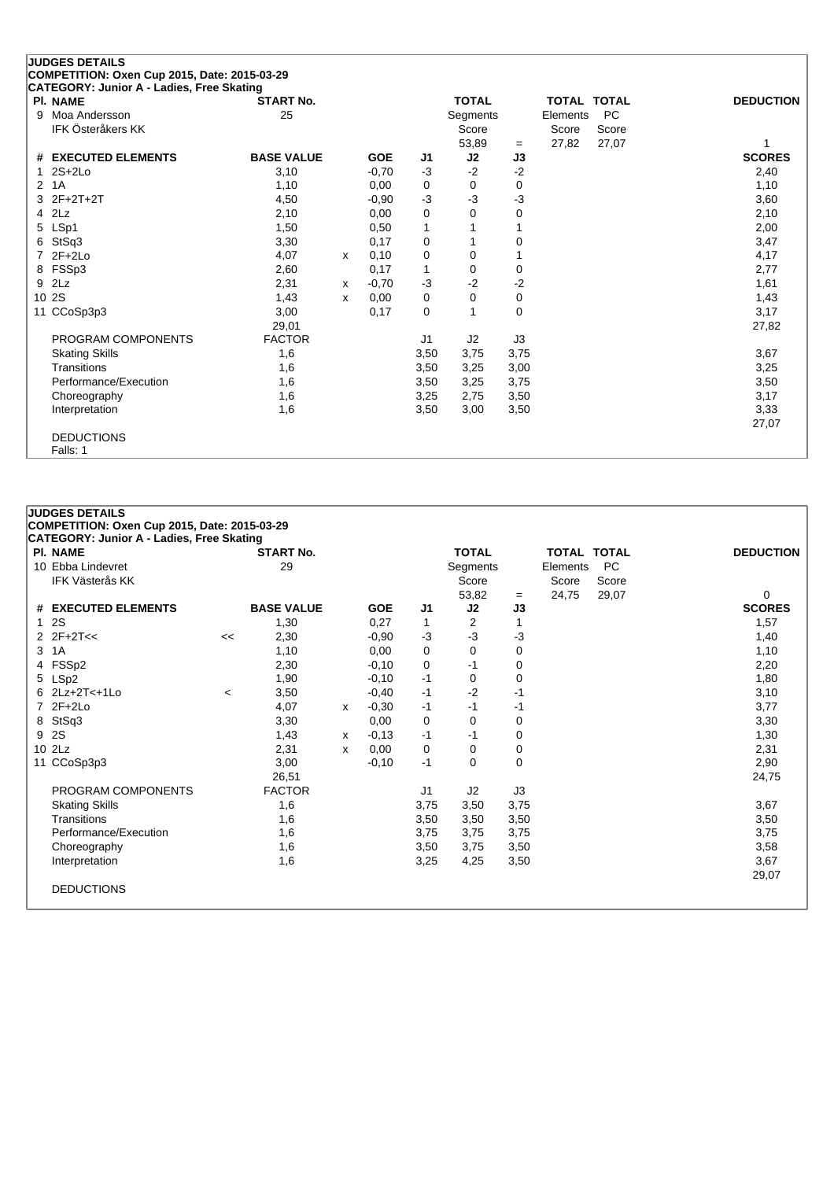## JUDGES DETAILS

**COMPETITION: Oxen Cup 2015, Date: 2015-03-29**

**CATEGORY: Junior A - Ladies, Free Skating**

| Pl. | NAME | START No. | TOTAL Segments Score | = | TOTAL Elements Score | TOTAL PC Score | DEDUCTION |
|---|---|---|---|---|---|---|---|
| 9 | Moa Andersson<br>IFK Österåkers KK | 25 | 53,89 | = | 27,82 | 27,07 | 1 |

| # | EXECUTED ELEMENTS | | BASE VALUE | | GOE | J1 | J2 | J3 | SCORES |
|---|---|---|---|---|---|---|---|---|---|
| 1 | 2S+2Lo | | 3,10 | | -0,70 | -3 | -2 | -2 | 2,40 |
| 2 | 1A | | 1,10 | | 0,00 | 0 | 0 | 0 | 1,10 |
| 3 | 2F+2T+2T | | 4,50 | | -0,90 | -3 | -3 | -3 | 3,60 |
| 4 | 2Lz | | 2,10 | | 0,00 | 0 | 0 | 0 | 2,10 |
| 5 | LSp1 | | 1,50 | | 0,50 | 1 | 1 | 1 | 2,00 |
| 6 | StSq3 | | 3,30 | | 0,17 | 0 | 1 | 0 | 3,47 |
| 7 | 2F+2Lo | | 4,07 | x | 0,10 | 0 | 0 | 1 | 4,17 |
| 8 | FSSp3 | | 2,60 | | 0,17 | 1 | 0 | 0 | 2,77 |
| 9 | 2Lz | | 2,31 | x | -0,70 | -3 | -2 | -2 | 1,61 |
| 10 | 2S | | 1,43 | x | 0,00 | 0 | 0 | 0 | 1,43 |
| 11 | CCoSp3p3 | | 3,00 | | 0,17 | 0 | 1 | 0 | 3,17 |
| | | | 29,01 | | | | | | 27,82 |
| | PROGRAM COMPONENTS | | FACTOR | | | J1 | J2 | J3 | |
| | Skating Skills | | 1,6 | | | 3,50 | 3,75 | 3,75 | 3,67 |
| | Transitions | | 1,6 | | | 3,50 | 3,25 | 3,00 | 3,25 |
| | Performance/Execution | | 1,6 | | | 3,50 | 3,25 | 3,75 | 3,50 |
| | Choreography | | 1,6 | | | 3,25 | 2,75 | 3,50 | 3,17 |
| | Interpretation | | 1,6 | | | 3,50 | 3,00 | 3,50 | 3,33 |
| | | | | | | | | | 27,07 |

DEDUCTIONS

Falls: 1

## JUDGES DETAILS

**COMPETITION: Oxen Cup 2015, Date: 2015-03-29**

**CATEGORY: Junior A - Ladies, Free Skating**

| Pl. | NAME | START No. | TOTAL Segments Score | = | TOTAL Elements Score | TOTAL PC Score | DEDUCTION |
|---|---|---|---|---|---|---|---|
| 10 | Ebba Lindevret<br>IFK Västerås KK | 29 | 53,82 | = | 24,75 | 29,07 | 0 |

| # | EXECUTED ELEMENTS | | BASE VALUE | | GOE | J1 | J2 | J3 | SCORES |
|---|---|---|---|---|---|---|---|---|---|
| 1 | 2S | | 1,30 | | 0,27 | 1 | 2 | 1 | 1,57 |
| 2 | 2F+2T<< | << | 2,30 | | -0,90 | -3 | -3 | -3 | 1,40 |
| 3 | 1A | | 1,10 | | 0,00 | 0 | 0 | 0 | 1,10 |
| 4 | FSSp2 | | 2,30 | | -0,10 | 0 | -1 | 0 | 2,20 |
| 5 | LSp2 | | 1,90 | | -0,10 | -1 | 0 | 0 | 1,80 |
| 6 | 2Lz+2T<+1Lo | < | 3,50 | | -0,40 | -1 | -2 | -1 | 3,10 |
| 7 | 2F+2Lo | | 4,07 | x | -0,30 | -1 | -1 | -1 | 3,77 |
| 8 | StSq3 | | 3,30 | | 0,00 | 0 | 0 | 0 | 3,30 |
| 9 | 2S | | 1,43 | x | -0,13 | -1 | -1 | 0 | 1,30 |
| 10 | 2Lz | | 2,31 | x | 0,00 | 0 | 0 | 0 | 2,31 |
| 11 | CCoSp3p3 | | 3,00 | | -0,10 | -1 | 0 | 0 | 2,90 |
| | | | 26,51 | | | | | | 24,75 |
| | PROGRAM COMPONENTS | | FACTOR | | | J1 | J2 | J3 | |
| | Skating Skills | | 1,6 | | | 3,75 | 3,50 | 3,75 | 3,67 |
| | Transitions | | 1,6 | | | 3,50 | 3,50 | 3,50 | 3,50 |
| | Performance/Execution | | 1,6 | | | 3,75 | 3,75 | 3,75 | 3,75 |
| | Choreography | | 1,6 | | | 3,50 | 3,75 | 3,50 | 3,58 |
| | Interpretation | | 1,6 | | | 3,25 | 4,25 | 3,50 | 3,67 |
| | | | | | | | | | 29,07 |

DEDUCTIONS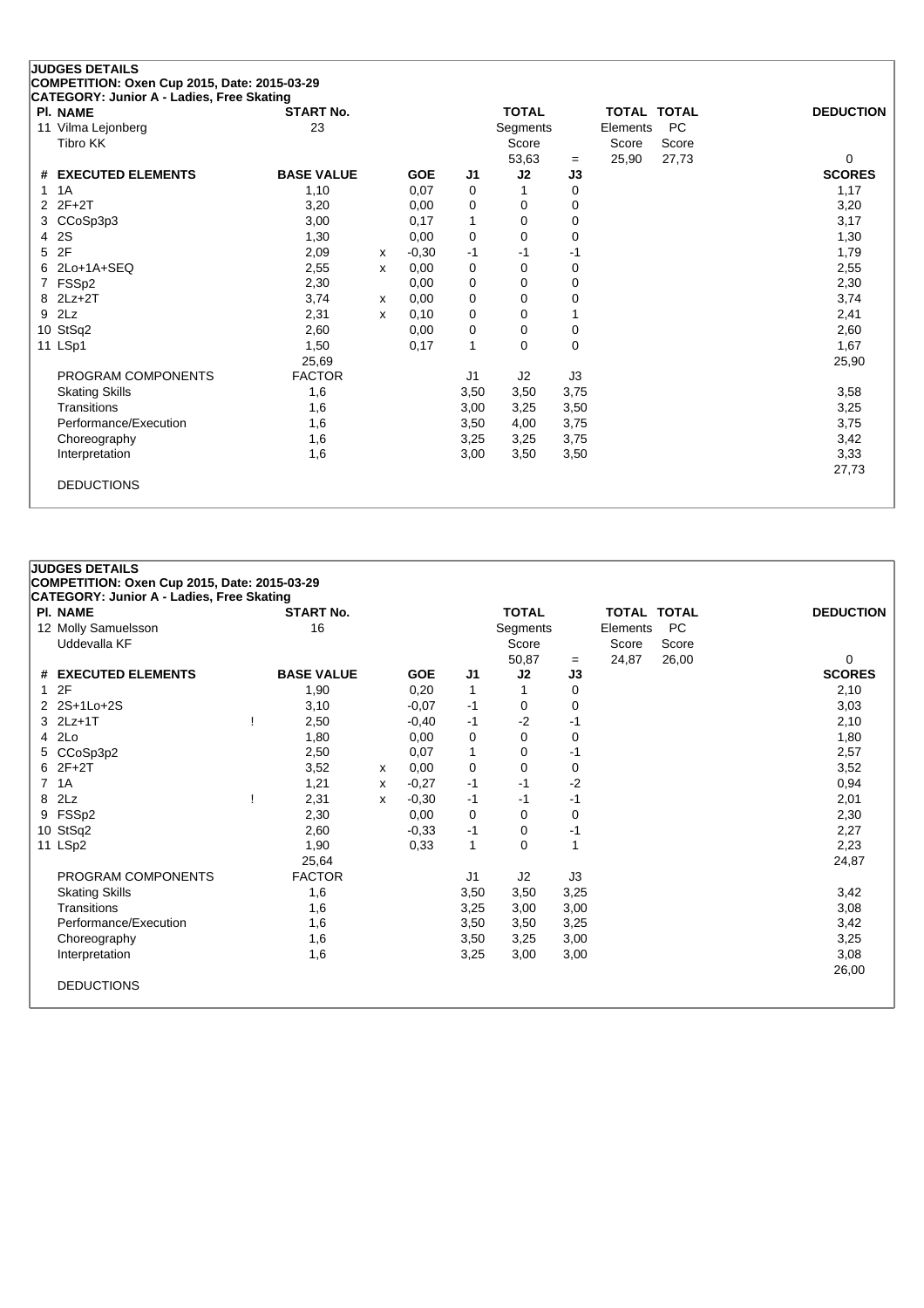## JUDGES DETAILS

**COMPETITION: Oxen Cup 2015, Date: 2015-03-29**

**CATEGORY: Junior A - Ladies, Free Skating**

| Pl. NAME | START No. | TOTAL Segments Score | = | TOTAL Elements Score | TOTAL PC Score | DEDUCTION |
|---|---|---|---|---|---|---|
| 11 Vilma Lejonberg, Tibro KK | 23 | 53,63 | = | 25,90 | 27,73 | 0 |

| # | EXECUTED ELEMENTS | | BASE VALUE | | GOE | J1 | J2 | J3 | SCORES |
|---|---|---|---|---|---|---|---|---|---|
| 1 | 1A | | 1,10 | | 0,07 | 0 | 1 | 0 | 1,17 |
| 2 | 2F+2T | | 3,20 | | 0,00 | 0 | 0 | 0 | 3,20 |
| 3 | CCoSp3p3 | | 3,00 | | 0,17 | 1 | 0 | 0 | 3,17 |
| 4 | 2S | | 1,30 | | 0,00 | 0 | 0 | 0 | 1,30 |
| 5 | 2F | | 2,09 | x | -0,30 | -1 | -1 | -1 | 1,79 |
| 6 | 2Lo+1A+SEQ | | 2,55 | x | 0,00 | 0 | 0 | 0 | 2,55 |
| 7 | FSSp2 | | 2,30 | | 0,00 | 0 | 0 | 0 | 2,30 |
| 8 | 2Lz+2T | | 3,74 | x | 0,00 | 0 | 0 | 0 | 3,74 |
| 9 | 2Lz | | 2,31 | x | 0,10 | 0 | 0 | 1 | 2,41 |
| 10 | StSq2 | | 2,60 | | 0,00 | 0 | 0 | 0 | 2,60 |
| 11 | LSp1 | | 1,50 | | 0,17 | 1 | 0 | 0 | 1,67 |
| | | | 25,69 | | | | | | 25,90 |
| | PROGRAM COMPONENTS | | FACTOR | | | J1 | J2 | J3 | |
| | Skating Skills | | 1,6 | | | 3,50 | 3,50 | 3,75 | 3,58 |
| | Transitions | | 1,6 | | | 3,00 | 3,25 | 3,50 | 3,25 |
| | Performance/Execution | | 1,6 | | | 3,50 | 4,00 | 3,75 | 3,75 |
| | Choreography | | 1,6 | | | 3,25 | 3,25 | 3,75 | 3,42 |
| | Interpretation | | 1,6 | | | 3,00 | 3,50 | 3,50 | 3,33 |
| | | | | | | | | | 27,73 |
| | DEDUCTIONS | | | | | | | | |

## JUDGES DETAILS

**COMPETITION: Oxen Cup 2015, Date: 2015-03-29**

**CATEGORY: Junior A - Ladies, Free Skating**

| Pl. NAME | START No. | TOTAL Segments Score | = | TOTAL Elements Score | TOTAL PC Score | DEDUCTION |
|---|---|---|---|---|---|---|
| 12 Molly Samuelsson, Uddevalla KF | 16 | 50,87 | = | 24,87 | 26,00 | 0 |

| # | EXECUTED ELEMENTS | | BASE VALUE | | GOE | J1 | J2 | J3 | SCORES |
|---|---|---|---|---|---|---|---|---|---|
| 1 | 2F | | 1,90 | | 0,20 | 1 | 1 | 0 | 2,10 |
| 2 | 2S+1Lo+2S | | 3,10 | | -0,07 | -1 | 0 | 0 | 3,03 |
| 3 | 2Lz+1T | ! | 2,50 | | -0,40 | -1 | -2 | -1 | 2,10 |
| 4 | 2Lo | | 1,80 | | 0,00 | 0 | 0 | 0 | 1,80 |
| 5 | CCoSp3p2 | | 2,50 | | 0,07 | 1 | 0 | -1 | 2,57 |
| 6 | 2F+2T | | 3,52 | x | 0,00 | 0 | 0 | 0 | 3,52 |
| 7 | 1A | | 1,21 | x | -0,27 | -1 | -1 | -2 | 0,94 |
| 8 | 2Lz | ! | 2,31 | x | -0,30 | -1 | -1 | -1 | 2,01 |
| 9 | FSSp2 | | 2,30 | | 0,00 | 0 | 0 | 0 | 2,30 |
| 10 | StSq2 | | 2,60 | | -0,33 | -1 | 0 | -1 | 2,27 |
| 11 | LSp2 | | 1,90 | | 0,33 | 1 | 0 | 1 | 2,23 |
| | | | 25,64 | | | | | | 24,87 |
| | PROGRAM COMPONENTS | | FACTOR | | | J1 | J2 | J3 | |
| | Skating Skills | | 1,6 | | | 3,50 | 3,50 | 3,25 | 3,42 |
| | Transitions | | 1,6 | | | 3,25 | 3,00 | 3,00 | 3,08 |
| | Performance/Execution | | 1,6 | | | 3,50 | 3,50 | 3,25 | 3,42 |
| | Choreography | | 1,6 | | | 3,50 | 3,25 | 3,00 | 3,25 |
| | Interpretation | | 1,6 | | | 3,25 | 3,00 | 3,00 | 3,08 |
| | | | | | | | | | 26,00 |
| | DEDUCTIONS | | | | | | | | |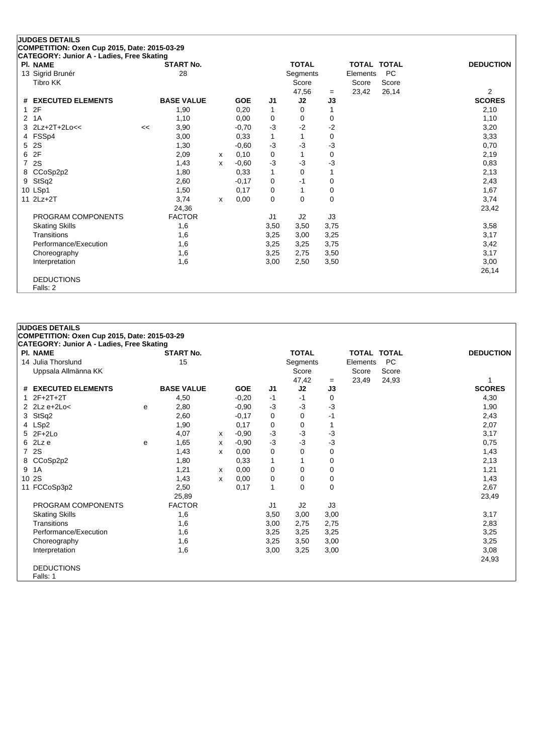## JUDGES DETAILS

**COMPETITION: Oxen Cup 2015, Date: 2015-03-29**

**CATEGORY: Junior A - Ladies, Free Skating**

| Pl. NAME | START No. | TOTAL Segments Score | = | TOTAL Elements Score | TOTAL PC Score | DEDUCTION |
|---|---|---|---|---|---|---|
| 13 Sigrid Brunér<br>Tibro KK | 28 | 47,56 | = | 23,42 | 26,14 | 2 |

| # | EXECUTED ELEMENTS | | BASE VALUE | | GOE | J1 | J2 | J3 | SCORES |
|---|---|---|---|---|---|---|---|---|---|
| 1 | 2F | | 1,90 | | 0,20 | 1 | 0 | 1 | 2,10 |
| 2 | 1A | | 1,10 | | 0,00 | 0 | 0 | 0 | 1,10 |
| 3 | 2Lz+2T+2Lo<< | << | 3,90 | | -0,70 | -3 | -2 | -2 | 3,20 |
| 4 | FSSp4 | | 3,00 | | 0,33 | 1 | 1 | 0 | 3,33 |
| 5 | 2S | | 1,30 | | -0,60 | -3 | -3 | -3 | 0,70 |
| 6 | 2F | | 2,09 | x | 0,10 | 0 | 1 | 0 | 2,19 |
| 7 | 2S | | 1,43 | x | -0,60 | -3 | -3 | -3 | 0,83 |
| 8 | CCoSp2p2 | | 1,80 | | 0,33 | 1 | 0 | 1 | 2,13 |
| 9 | StSq2 | | 2,60 | | -0,17 | 0 | -1 | 0 | 2,43 |
| 10 | LSp1 | | 1,50 | | 0,17 | 0 | 1 | 0 | 1,67 |
| 11 | 2Lz+2T | | 3,74 | x | 0,00 | 0 | 0 | 0 | 3,74 |
| | | | 24,36 | | | | | | 23,42 |

| PROGRAM COMPONENTS | FACTOR | J1 | J2 | J3 | |
|---|---|---|---|---|---|
| Skating Skills | 1,6 | 3,50 | 3,50 | 3,75 | 3,58 |
| Transitions | 1,6 | 3,25 | 3,00 | 3,25 | 3,17 |
| Performance/Execution | 1,6 | 3,25 | 3,25 | 3,75 | 3,42 |
| Choreography | 1,6 | 3,25 | 2,75 | 3,50 | 3,17 |
| Interpretation | 1,6 | 3,00 | 2,50 | 3,50 | 3,00 |
| | | | | | 26,14 |

DEDUCTIONS
Falls: 2

## JUDGES DETAILS

**COMPETITION: Oxen Cup 2015, Date: 2015-03-29**

**CATEGORY: Junior A - Ladies, Free Skating**

| Pl. NAME | START No. | TOTAL Segments Score | = | TOTAL Elements Score | TOTAL PC Score | DEDUCTION |
|---|---|---|---|---|---|---|
| 14 Julia Thorslund<br>Uppsala Allmänna KK | 15 | 47,42 | = | 23,49 | 24,93 | 1 |

| # | EXECUTED ELEMENTS | | BASE VALUE | | GOE | J1 | J2 | J3 | SCORES |
|---|---|---|---|---|---|---|---|---|---|
| 1 | 2F+2T+2T | | 4,50 | | -0,20 | -1 | -1 | 0 | 4,30 |
| 2 | 2Lz e+2Lo< | e | 2,80 | | -0,90 | -3 | -3 | -3 | 1,90 |
| 3 | StSq2 | | 2,60 | | -0,17 | 0 | 0 | -1 | 2,43 |
| 4 | LSp2 | | 1,90 | | 0,17 | 0 | 0 | 1 | 2,07 |
| 5 | 2F+2Lo | | 4,07 | x | -0,90 | -3 | -3 | -3 | 3,17 |
| 6 | 2Lz e | e | 1,65 | x | -0,90 | -3 | -3 | -3 | 0,75 |
| 7 | 2S | | 1,43 | x | 0,00 | 0 | 0 | 0 | 1,43 |
| 8 | CCoSp2p2 | | 1,80 | | 0,33 | 1 | 1 | 0 | 2,13 |
| 9 | 1A | | 1,21 | x | 0,00 | 0 | 0 | 0 | 1,21 |
| 10 | 2S | | 1,43 | x | 0,00 | 0 | 0 | 0 | 1,43 |
| 11 | FCCoSp3p2 | | 2,50 | | 0,17 | 1 | 0 | 0 | 2,67 |
| | | | 25,89 | | | | | | 23,49 |

| PROGRAM COMPONENTS | FACTOR | J1 | J2 | J3 | |
|---|---|---|---|---|---|
| Skating Skills | 1,6 | 3,50 | 3,00 | 3,00 | 3,17 |
| Transitions | 1,6 | 3,00 | 2,75 | 2,75 | 2,83 |
| Performance/Execution | 1,6 | 3,25 | 3,25 | 3,25 | 3,25 |
| Choreography | 1,6 | 3,25 | 3,50 | 3,00 | 3,25 |
| Interpretation | 1,6 | 3,00 | 3,25 | 3,00 | 3,08 |
| | | | | | 24,93 |

DEDUCTIONS
Falls: 1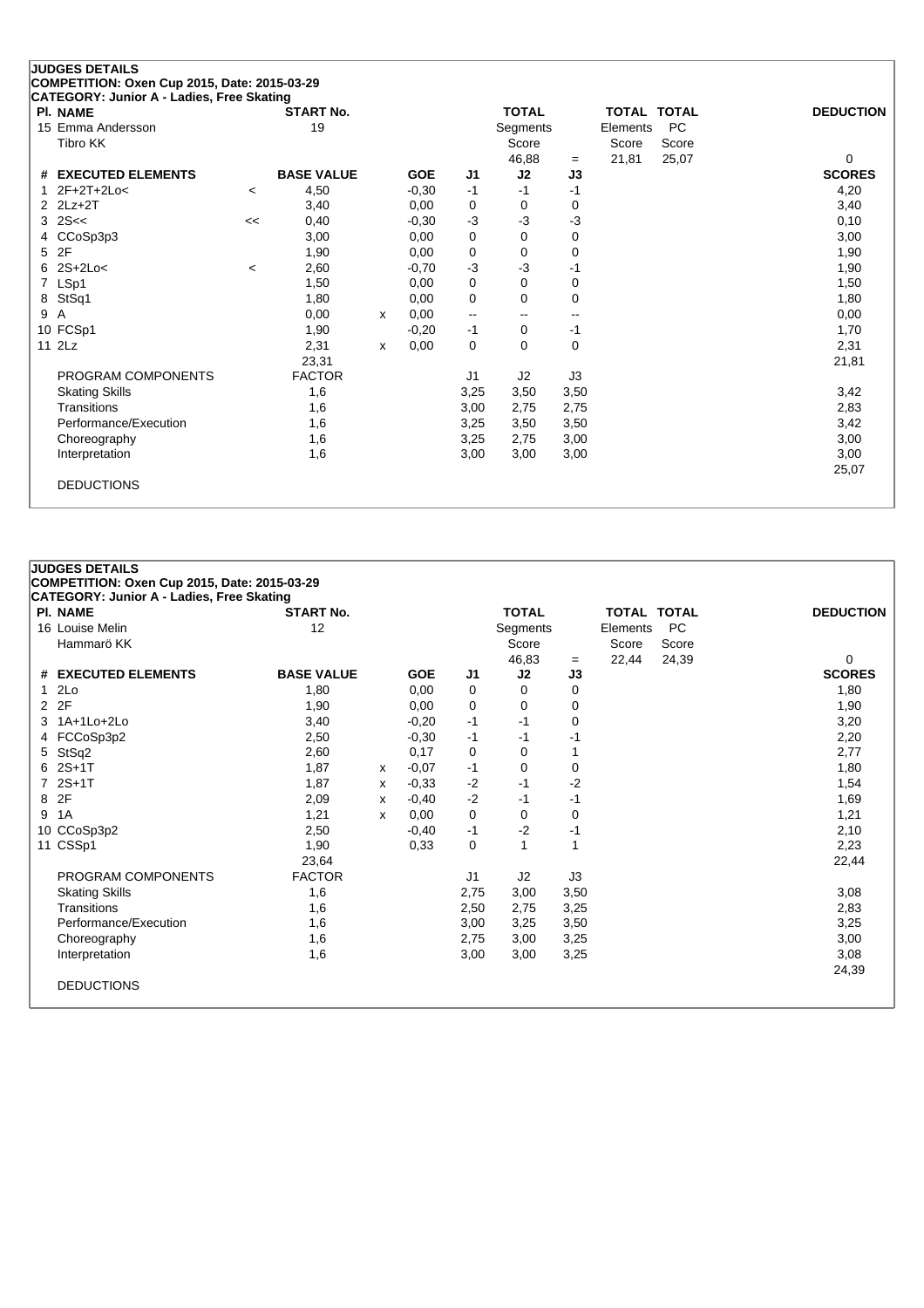**JUDGES DETAILS**
**COMPETITION: Oxen Cup 2015, Date: 2015-03-29**
**CATEGORY: Junior A - Ladies, Free Skating**

| Pl. | NAME | START No. | TOTAL Segments Score | = | TOTAL Elements Score | TOTAL PC Score | DEDUCTION |
|---|---|---|---|---|---|---|---|
| 15 | Emma Andersson<br>Tibro KK | 19 | 46,88 | = | 21,81 | 25,07 | 0 |

| # | EXECUTED ELEMENTS | | BASE VALUE | | GOE | J1 | J2 | J3 | SCORES |
|---|---|---|---|---|---|---|---|---|---|
| 1 | 2F+2T+2Lo< | < | 4,50 | | -0,30 | -1 | -1 | -1 | 4,20 |
| 2 | 2Lz+2T | | 3,40 | | 0,00 | 0 | 0 | 0 | 3,40 |
| 3 | 2S<< | << | 0,40 | | -0,30 | -3 | -3 | -3 | 0,10 |
| 4 | CCoSp3p3 | | 3,00 | | 0,00 | 0 | 0 | 0 | 3,00 |
| 5 | 2F | | 1,90 | | 0,00 | 0 | 0 | 0 | 1,90 |
| 6 | 2S+2Lo< | < | 2,60 | | -0,70 | -3 | -3 | -1 | 1,90 |
| 7 | LSp1 | | 1,50 | | 0,00 | 0 | 0 | 0 | 1,50 |
| 8 | StSq1 | | 1,80 | | 0,00 | 0 | 0 | 0 | 1,80 |
| 9 | A | | 0,00 | x | 0,00 | -- | -- | -- | 0,00 |
| 10 | FCSp1 | | 1,90 | | -0,20 | -1 | 0 | -1 | 1,70 |
| 11 | 2Lz | | 2,31 | x | 0,00 | 0 | 0 | 0 | 2,31 |
| | | | 23,31 | | | | | | 21,81 |
| | PROGRAM COMPONENTS | | FACTOR | | | J1 | J2 | J3 | |
| | Skating Skills | | 1,6 | | | 3,25 | 3,50 | 3,50 | 3,42 |
| | Transitions | | 1,6 | | | 3,00 | 2,75 | 2,75 | 2,83 |
| | Performance/Execution | | 1,6 | | | 3,25 | 3,50 | 3,50 | 3,42 |
| | Choreography | | 1,6 | | | 3,25 | 2,75 | 3,00 | 3,00 |
| | Interpretation | | 1,6 | | | 3,00 | 3,00 | 3,00 | 3,00 |
| | | | | | | | | | 25,07 |
| | DEDUCTIONS | | | | | | | | |

**JUDGES DETAILS**
**COMPETITION: Oxen Cup 2015, Date: 2015-03-29**
**CATEGORY: Junior A - Ladies, Free Skating**

| Pl. | NAME | START No. | TOTAL Segments Score | = | TOTAL Elements Score | TOTAL PC Score | DEDUCTION |
|---|---|---|---|---|---|---|---|
| 16 | Louise Melin<br>Hammarö KK | 12 | 46,83 | = | 22,44 | 24,39 | 0 |

| # | EXECUTED ELEMENTS | | BASE VALUE | | GOE | J1 | J2 | J3 | SCORES |
|---|---|---|---|---|---|---|---|---|---|
| 1 | 2Lo | | 1,80 | | 0,00 | 0 | 0 | 0 | 1,80 |
| 2 | 2F | | 1,90 | | 0,00 | 0 | 0 | 0 | 1,90 |
| 3 | 1A+1Lo+2Lo | | 3,40 | | -0,20 | -1 | -1 | 0 | 3,20 |
| 4 | FCCoSp3p2 | | 2,50 | | -0,30 | -1 | -1 | -1 | 2,20 |
| 5 | StSq2 | | 2,60 | | 0,17 | 0 | 0 | 1 | 2,77 |
| 6 | 2S+1T | | 1,87 | x | -0,07 | -1 | 0 | 0 | 1,80 |
| 7 | 2S+1T | | 1,87 | x | -0,33 | -2 | -1 | -2 | 1,54 |
| 8 | 2F | | 2,09 | x | -0,40 | -2 | -1 | -1 | 1,69 |
| 9 | 1A | | 1,21 | x | 0,00 | 0 | 0 | 0 | 1,21 |
| 10 | CCoSp3p2 | | 2,50 | | -0,40 | -1 | -2 | -1 | 2,10 |
| 11 | CSSp1 | | 1,90 | | 0,33 | 0 | 1 | 1 | 2,23 |
| | | | 23,64 | | | | | | 22,44 |
| | PROGRAM COMPONENTS | | FACTOR | | | J1 | J2 | J3 | |
| | Skating Skills | | 1,6 | | | 2,75 | 3,00 | 3,50 | 3,08 |
| | Transitions | | 1,6 | | | 2,50 | 2,75 | 3,25 | 2,83 |
| | Performance/Execution | | 1,6 | | | 3,00 | 3,25 | 3,50 | 3,25 |
| | Choreography | | 1,6 | | | 2,75 | 3,00 | 3,25 | 3,00 |
| | Interpretation | | 1,6 | | | 3,00 | 3,00 | 3,25 | 3,08 |
| | | | | | | | | | 24,39 |
| | DEDUCTIONS | | | | | | | | |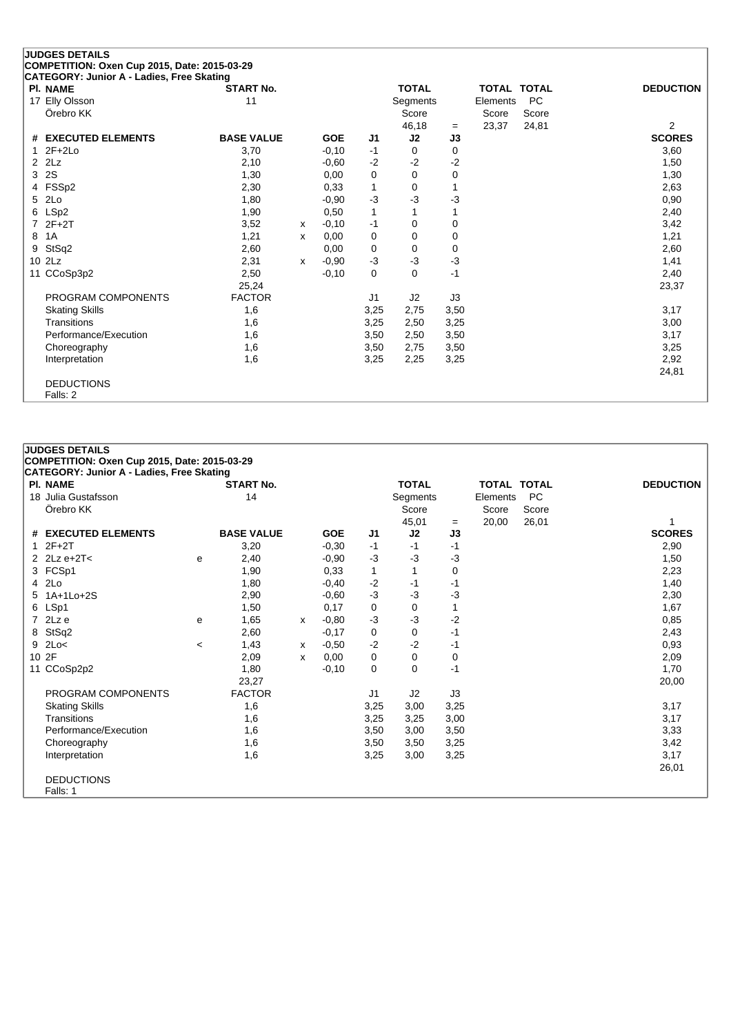## JUDGES DETAILS

**COMPETITION: Oxen Cup 2015, Date: 2015-03-29**

**CATEGORY: Junior A - Ladies, Free Skating**

| Pl. | NAME | START No. | TOTAL Segments Score | = | TOTAL Elements Score | TOTAL PC Score | DEDUCTION |
|---|---|---|---|---|---|---|---|
| 17 | Elly Olsson<br>Örebro KK | 11 | 46,18 | = | 23,37 | 24,81 | 2 |

| # | EXECUTED ELEMENTS | | BASE VALUE | | GOE | J1 | J2 | J3 | SCORES |
|---|---|---|---|---|---|---|---|---|---|
| 1 | 2F+2Lo | | 3,70 | | -0,10 | -1 | 0 | 0 | 3,60 |
| 2 | 2Lz | | 2,10 | | -0,60 | -2 | -2 | -2 | 1,50 |
| 3 | 2S | | 1,30 | | 0,00 | 0 | 0 | 0 | 1,30 |
| 4 | FSSp2 | | 2,30 | | 0,33 | 1 | 0 | 1 | 2,63 |
| 5 | 2Lo | | 1,80 | | -0,90 | -3 | -3 | -3 | 0,90 |
| 6 | LSp2 | | 1,90 | | 0,50 | 1 | 1 | 1 | 2,40 |
| 7 | 2F+2T | | 3,52 | x | -0,10 | -1 | 0 | 0 | 3,42 |
| 8 | 1A | | 1,21 | x | 0,00 | 0 | 0 | 0 | 1,21 |
| 9 | StSq2 | | 2,60 | | 0,00 | 0 | 0 | 0 | 2,60 |
| 10 | 2Lz | | 2,31 | x | -0,90 | -3 | -3 | -3 | 1,41 |
| 11 | CCoSp3p2 | | 2,50 | | -0,10 | 0 | 0 | -1 | 2,40 |
| | | | 25,24 | | | | | | 23,37 |
| | PROGRAM COMPONENTS | | FACTOR | | | J1 | J2 | J3 | |
| | Skating Skills | | 1,6 | | | 3,25 | 2,75 | 3,50 | 3,17 |
| | Transitions | | 1,6 | | | 3,25 | 2,50 | 3,25 | 3,00 |
| | Performance/Execution | | 1,6 | | | 3,50 | 2,50 | 3,50 | 3,17 |
| | Choreography | | 1,6 | | | 3,50 | 2,75 | 3,50 | 3,25 |
| | Interpretation | | 1,6 | | | 3,25 | 2,25 | 3,25 | 2,92 |
| | | | | | | | | | 24,81 |

DEDUCTIONS

Falls: 2

## JUDGES DETAILS

**COMPETITION: Oxen Cup 2015, Date: 2015-03-29**

**CATEGORY: Junior A - Ladies, Free Skating**

| Pl. | NAME | START No. | TOTAL Segments Score | = | TOTAL Elements Score | TOTAL PC Score | DEDUCTION |
|---|---|---|---|---|---|---|---|
| 18 | Julia Gustafsson<br>Örebro KK | 14 | 45,01 | = | 20,00 | 26,01 | 1 |

| # | EXECUTED ELEMENTS | | BASE VALUE | | GOE | J1 | J2 | J3 | SCORES |
|---|---|---|---|---|---|---|---|---|---|
| 1 | 2F+2T | | 3,20 | | -0,30 | -1 | -1 | -1 | 2,90 |
| 2 | 2Lz e+2T< | e | 2,40 | | -0,90 | -3 | -3 | -3 | 1,50 |
| 3 | FCSp1 | | 1,90 | | 0,33 | 1 | 1 | 0 | 2,23 |
| 4 | 2Lo | | 1,80 | | -0,40 | -2 | -1 | -1 | 1,40 |
| 5 | 1A+1Lo+2S | | 2,90 | | -0,60 | -3 | -3 | -3 | 2,30 |
| 6 | LSp1 | | 1,50 | | 0,17 | 0 | 0 | 1 | 1,67 |
| 7 | 2Lz e | e | 1,65 | x | -0,80 | -3 | -3 | -2 | 0,85 |
| 8 | StSq2 | | 2,60 | | -0,17 | 0 | 0 | -1 | 2,43 |
| 9 | 2Lo< | < | 1,43 | x | -0,50 | -2 | -2 | -1 | 0,93 |
| 10 | 2F | | 2,09 | x | 0,00 | 0 | 0 | 0 | 2,09 |
| 11 | CCoSp2p2 | | 1,80 | | -0,10 | 0 | 0 | -1 | 1,70 |
| | | | 23,27 | | | | | | 20,00 |
| | PROGRAM COMPONENTS | | FACTOR | | | J1 | J2 | J3 | |
| | Skating Skills | | 1,6 | | | 3,25 | 3,00 | 3,25 | 3,17 |
| | Transitions | | 1,6 | | | 3,25 | 3,25 | 3,00 | 3,17 |
| | Performance/Execution | | 1,6 | | | 3,50 | 3,00 | 3,50 | 3,33 |
| | Choreography | | 1,6 | | | 3,50 | 3,50 | 3,25 | 3,42 |
| | Interpretation | | 1,6 | | | 3,25 | 3,00 | 3,25 | 3,17 |
| | | | | | | | | | 26,01 |

DEDUCTIONS

Falls: 1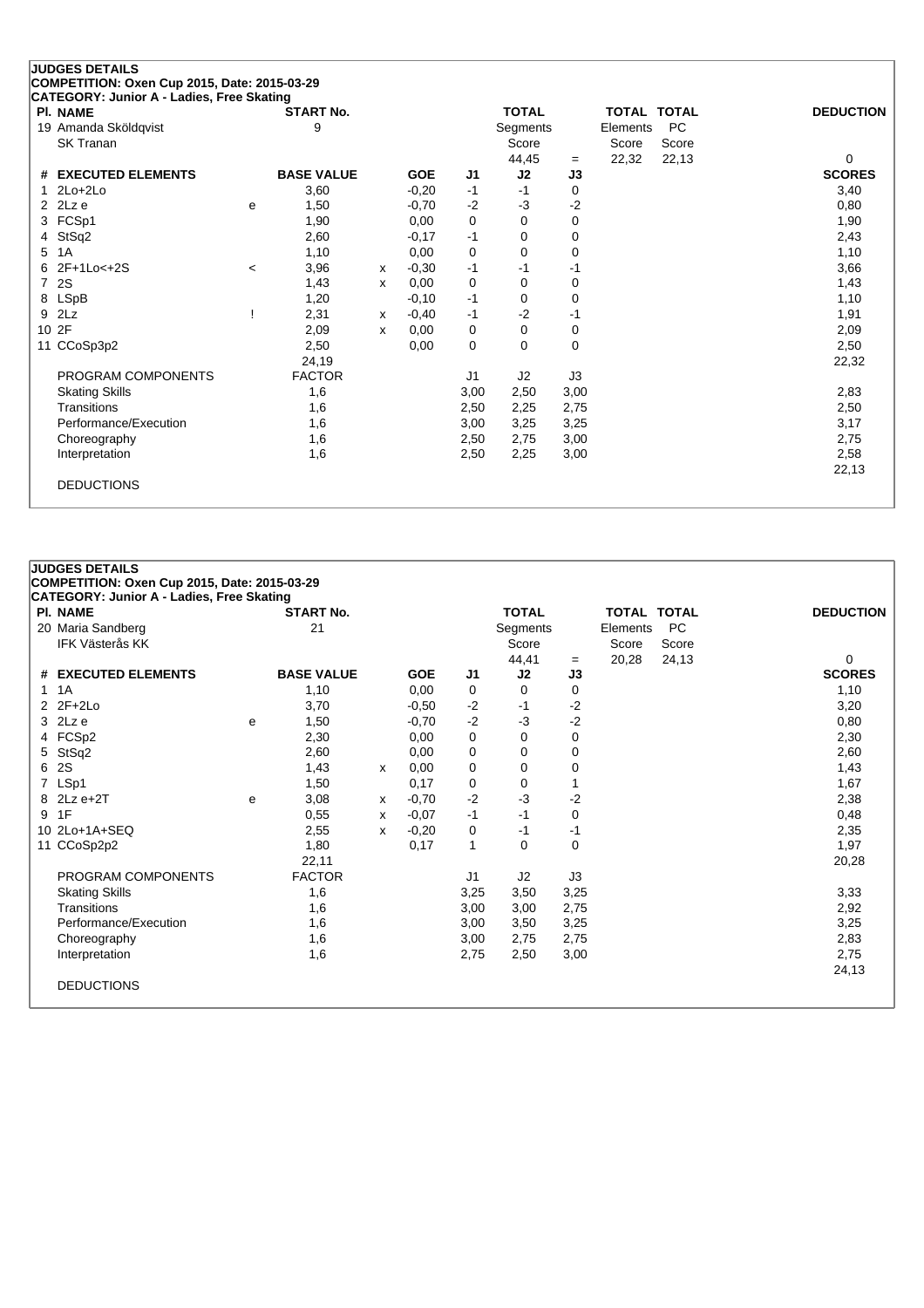**JUDGES DETAILS**
**COMPETITION: Oxen Cup 2015, Date: 2015-03-29**
**CATEGORY: Junior A - Ladies, Free Skating**

| Pl. NAME | START No. | TOTAL Segments Score | = | TOTAL Elements Score | TOTAL PC Score | DEDUCTION |
|---|---|---|---|---|---|---|
| 19 Amanda Sköldqvist, SK Tranan | 9 | 44,45 | = | 22,32 | 22,13 | 0 |

| # | EXECUTED ELEMENTS | | BASE VALUE | | GOE | J1 | J2 | J3 | SCORES |
|---|---|---|---|---|---|---|---|---|---|
| 1 | 2Lo+2Lo | | 3,60 | | -0,20 | -1 | -1 | 0 | 3,40 |
| 2 | 2Lz e | e | 1,50 | | -0,70 | -2 | -3 | -2 | 0,80 |
| 3 | FCSp1 | | 1,90 | | 0,00 | 0 | 0 | 0 | 1,90 |
| 4 | StSq2 | | 2,60 | | -0,17 | -1 | 0 | 0 | 2,43 |
| 5 | 1A | | 1,10 | | 0,00 | 0 | 0 | 0 | 1,10 |
| 6 | 2F+1Lo<+2S | < | 3,96 | x | -0,30 | -1 | -1 | -1 | 3,66 |
| 7 | 2S | | 1,43 | x | 0,00 | 0 | 0 | 0 | 1,43 |
| 8 | LSpB | | 1,20 | | -0,10 | -1 | 0 | 0 | 1,10 |
| 9 | 2Lz | ! | 2,31 | x | -0,40 | -1 | -2 | -1 | 1,91 |
| 10 | 2F | | 2,09 | x | 0,00 | 0 | 0 | 0 | 2,09 |
| 11 | CCoSp3p2 | | 2,50 | | 0,00 | 0 | 0 | 0 | 2,50 |
| | | | 24,19 | | | | | | 22,32 |
| | PROGRAM COMPONENTS | | FACTOR | | | J1 | J2 | J3 | |
| | Skating Skills | | 1,6 | | | 3,00 | 2,50 | 3,00 | 2,83 |
| | Transitions | | 1,6 | | | 2,50 | 2,25 | 2,75 | 2,50 |
| | Performance/Execution | | 1,6 | | | 3,00 | 3,25 | 3,25 | 3,17 |
| | Choreography | | 1,6 | | | 2,50 | 2,75 | 3,00 | 2,75 |
| | Interpretation | | 1,6 | | | 2,50 | 2,25 | 3,00 | 2,58 |
| | | | | | | | | | 22,13 |
| | DEDUCTIONS | | | | | | | | |

**JUDGES DETAILS**
**COMPETITION: Oxen Cup 2015, Date: 2015-03-29**
**CATEGORY: Junior A - Ladies, Free Skating**

| Pl. NAME | START No. | TOTAL Segments Score | = | TOTAL Elements Score | TOTAL PC Score | DEDUCTION |
|---|---|---|---|---|---|---|
| 20 Maria Sandberg, IFK Västerås KK | 21 | 44,41 | = | 20,28 | 24,13 | 0 |

| # | EXECUTED ELEMENTS | | BASE VALUE | | GOE | J1 | J2 | J3 | SCORES |
|---|---|---|---|---|---|---|---|---|---|
| 1 | 1A | | 1,10 | | 0,00 | 0 | 0 | 0 | 1,10 |
| 2 | 2F+2Lo | | 3,70 | | -0,50 | -2 | -1 | -2 | 3,20 |
| 3 | 2Lz e | e | 1,50 | | -0,70 | -2 | -3 | -2 | 0,80 |
| 4 | FCSp2 | | 2,30 | | 0,00 | 0 | 0 | 0 | 2,30 |
| 5 | StSq2 | | 2,60 | | 0,00 | 0 | 0 | 0 | 2,60 |
| 6 | 2S | | 1,43 | x | 0,00 | 0 | 0 | 0 | 1,43 |
| 7 | LSp1 | | 1,50 | | 0,17 | 0 | 0 | 1 | 1,67 |
| 8 | 2Lz e+2T | e | 3,08 | x | -0,70 | -2 | -3 | -2 | 2,38 |
| 9 | 1F | | 0,55 | x | -0,07 | -1 | -1 | 0 | 0,48 |
| 10 | 2Lo+1A+SEQ | | 2,55 | x | -0,20 | 0 | -1 | -1 | 2,35 |
| 11 | CCoSp2p2 | | 1,80 | | 0,17 | 1 | 0 | 0 | 1,97 |
| | | | 22,11 | | | | | | 20,28 |
| | PROGRAM COMPONENTS | | FACTOR | | | J1 | J2 | J3 | |
| | Skating Skills | | 1,6 | | | 3,25 | 3,50 | 3,25 | 3,33 |
| | Transitions | | 1,6 | | | 3,00 | 3,00 | 2,75 | 2,92 |
| | Performance/Execution | | 1,6 | | | 3,00 | 3,50 | 3,25 | 3,25 |
| | Choreography | | 1,6 | | | 3,00 | 2,75 | 2,75 | 2,83 |
| | Interpretation | | 1,6 | | | 2,75 | 2,50 | 3,00 | 2,75 |
| | | | | | | | | | 24,13 |
| | DEDUCTIONS | | | | | | | | |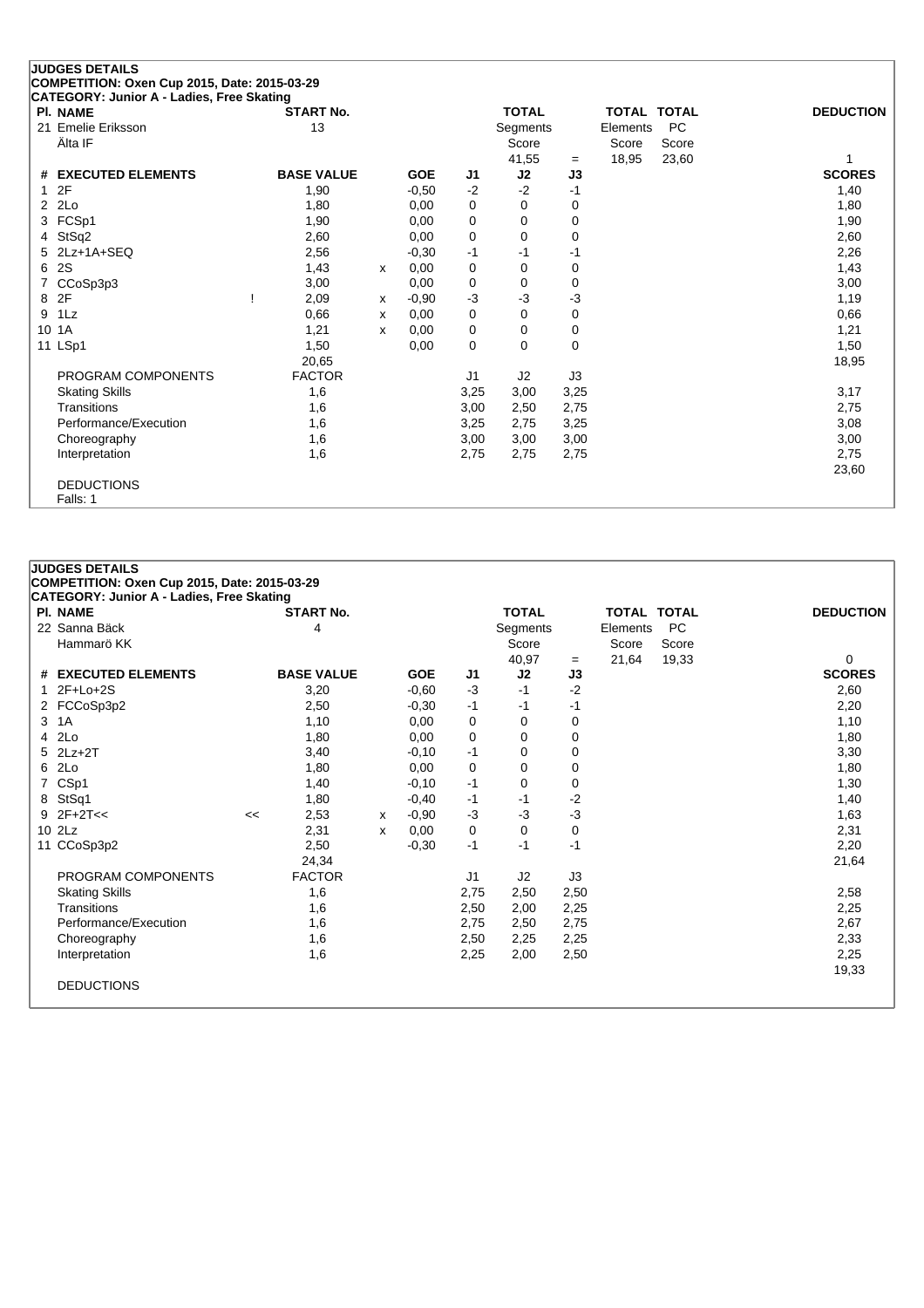## JUDGES DETAILS

**COMPETITION: Oxen Cup 2015, Date: 2015-03-29**

**CATEGORY: Junior A - Ladies, Free Skating**

| Pl. NAME | START No. | TOTAL Segments Score | = | TOTAL Elements Score | TOTAL PC Score | DEDUCTION |
|---|---|---|---|---|---|---|
| 21 Emelie Eriksson<br>Älta IF | 13 | 41,55 | = | 18,95 | 23,60 | 1 |

| # | EXECUTED ELEMENTS | | BASE VALUE | | GOE | J1 | J2 | J3 | SCORES |
|---|---|---|---|---|---|---|---|---|---|
| 1 | 2F | | 1,90 | | -0,50 | -2 | -2 | -1 | 1,40 |
| 2 | 2Lo | | 1,80 | | 0,00 | 0 | 0 | 0 | 1,80 |
| 3 | FCSp1 | | 1,90 | | 0,00 | 0 | 0 | 0 | 1,90 |
| 4 | StSq2 | | 2,60 | | 0,00 | 0 | 0 | 0 | 2,60 |
| 5 | 2Lz+1A+SEQ | | 2,56 | | -0,30 | -1 | -1 | -1 | 2,26 |
| 6 | 2S | | 1,43 | x | 0,00 | 0 | 0 | 0 | 1,43 |
| 7 | CCoSp3p3 | | 3,00 | | 0,00 | 0 | 0 | 0 | 3,00 |
| 8 | 2F | ! | 2,09 | x | -0,90 | -3 | -3 | -3 | 1,19 |
| 9 | 1Lz | | 0,66 | x | 0,00 | 0 | 0 | 0 | 0,66 |
| 10 | 1A | | 1,21 | x | 0,00 | 0 | 0 | 0 | 1,21 |
| 11 | LSp1 | | 1,50 | | 0,00 | 0 | 0 | 0 | 1,50 |
| | | | 20,65 | | | | | | 18,95 |
| | PROGRAM COMPONENTS | | FACTOR | | | J1 | J2 | J3 | |
| | Skating Skills | | 1,6 | | | 3,25 | 3,00 | 3,25 | 3,17 |
| | Transitions | | 1,6 | | | 3,00 | 2,50 | 2,75 | 2,75 |
| | Performance/Execution | | 1,6 | | | 3,25 | 2,75 | 3,25 | 3,08 |
| | Choreography | | 1,6 | | | 3,00 | 3,00 | 3,00 | 3,00 |
| | Interpretation | | 1,6 | | | 2,75 | 2,75 | 2,75 | 2,75 |
| | | | | | | | | | 23,60 |

DEDUCTIONS

Falls: 1

## JUDGES DETAILS

**COMPETITION: Oxen Cup 2015, Date: 2015-03-29**

**CATEGORY: Junior A - Ladies, Free Skating**

| Pl. NAME | START No. | TOTAL Segments Score | = | TOTAL Elements Score | TOTAL PC Score | DEDUCTION |
|---|---|---|---|---|---|---|
| 22 Sanna Bäck<br>Hammarö KK | 4 | 40,97 | = | 21,64 | 19,33 | 0 |

| # | EXECUTED ELEMENTS | | BASE VALUE | | GOE | J1 | J2 | J3 | SCORES |
|---|---|---|---|---|---|---|---|---|---|
| 1 | 2F+Lo+2S | | 3,20 | | -0,60 | -3 | -1 | -2 | 2,60 |
| 2 | FCCoSp3p2 | | 2,50 | | -0,30 | -1 | -1 | -1 | 2,20 |
| 3 | 1A | | 1,10 | | 0,00 | 0 | 0 | 0 | 1,10 |
| 4 | 2Lo | | 1,80 | | 0,00 | 0 | 0 | 0 | 1,80 |
| 5 | 2Lz+2T | | 3,40 | | -0,10 | -1 | 0 | 0 | 3,30 |
| 6 | 2Lo | | 1,80 | | 0,00 | 0 | 0 | 0 | 1,80 |
| 7 | CSp1 | | 1,40 | | -0,10 | -1 | 0 | 0 | 1,30 |
| 8 | StSq1 | | 1,80 | | -0,40 | -1 | -1 | -2 | 1,40 |
| 9 | 2F+2T<< | << | 2,53 | x | -0,90 | -3 | -3 | -3 | 1,63 |
| 10 | 2Lz | | 2,31 | x | 0,00 | 0 | 0 | 0 | 2,31 |
| 11 | CCoSp3p2 | | 2,50 | | -0,30 | -1 | -1 | -1 | 2,20 |
| | | | 24,34 | | | | | | 21,64 |
| | PROGRAM COMPONENTS | | FACTOR | | | J1 | J2 | J3 | |
| | Skating Skills | | 1,6 | | | 2,75 | 2,50 | 2,50 | 2,58 |
| | Transitions | | 1,6 | | | 2,50 | 2,00 | 2,25 | 2,25 |
| | Performance/Execution | | 1,6 | | | 2,75 | 2,50 | 2,75 | 2,67 |
| | Choreography | | 1,6 | | | 2,50 | 2,25 | 2,25 | 2,33 |
| | Interpretation | | 1,6 | | | 2,25 | 2,00 | 2,50 | 2,25 |
| | | | | | | | | | 19,33 |

DEDUCTIONS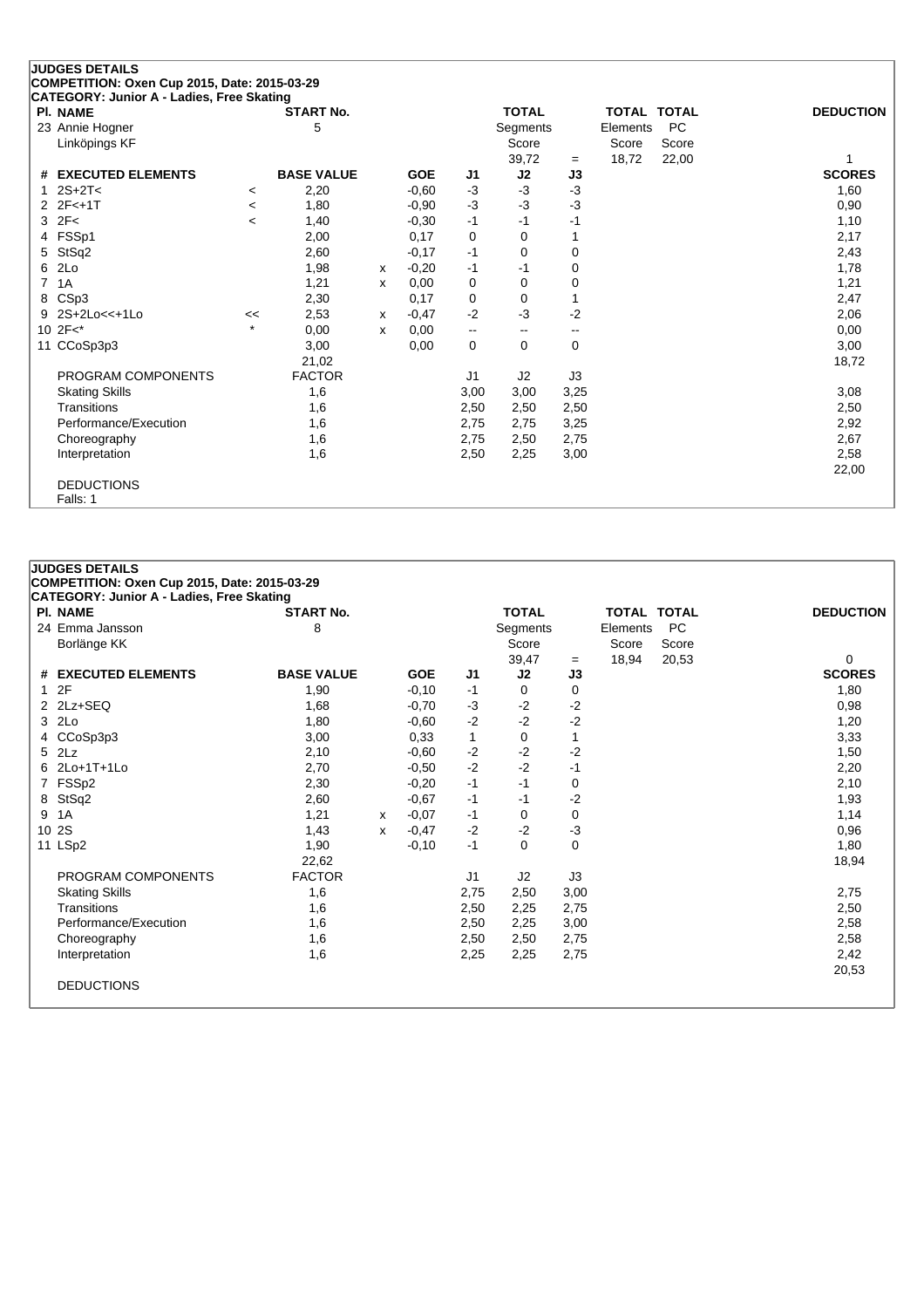## JUDGES DETAILS

**COMPETITION: Oxen Cup 2015, Date: 2015-03-29**

**CATEGORY: Junior A - Ladies, Free Skating**

| Pl. NAME | START No. | TOTAL Segments Score | = | TOTAL Elements Score | TOTAL PC Score | DEDUCTION |
|---|---|---|---|---|---|---|
| 23 Annie Hogner, Linköpings KF | 5 | 39,72 | = | 18,72 | 22,00 | 1 |

| # | EXECUTED ELEMENTS | | BASE VALUE | | GOE | J1 | J2 | J3 | SCORES |
|---|---|---|---|---|---|---|---|---|---|
| 1 | 2S+2T< | < | 2,20 | | -0,60 | -3 | -3 | -3 | 1,60 |
| 2 | 2F<+1T | < | 1,80 | | -0,90 | -3 | -3 | -3 | 0,90 |
| 3 | 2F< | < | 1,40 | | -0,30 | -1 | -1 | -1 | 1,10 |
| 4 | FSSp1 | | 2,00 | | 0,17 | 0 | 0 | 1 | 2,17 |
| 5 | StSq2 | | 2,60 | | -0,17 | -1 | 0 | 0 | 2,43 |
| 6 | 2Lo | | 1,98 | x | -0,20 | -1 | -1 | 0 | 1,78 |
| 7 | 1A | | 1,21 | x | 0,00 | 0 | 0 | 0 | 1,21 |
| 8 | CSp3 | | 2,30 | | 0,17 | 0 | 0 | 1 | 2,47 |
| 9 | 2S+2Lo<<+1Lo | << | 2,53 | x | -0,47 | -2 | -3 | -2 | 2,06 |
| 10 | 2F<* | * | 0,00 | x | 0,00 | -- | -- | -- | 0,00 |
| 11 | CCoSp3p3 | | 3,00 | | 0,00 | 0 | 0 | 0 | 3,00 |
| | | | 21,02 | | | | | | 18,72 |

| PROGRAM COMPONENTS | FACTOR | J1 | J2 | J3 | |
|---|---|---|---|---|---|
| Skating Skills | 1,6 | 3,00 | 3,00 | 3,25 | 3,08 |
| Transitions | 1,6 | 2,50 | 2,50 | 2,50 | 2,50 |
| Performance/Execution | 1,6 | 2,75 | 2,75 | 3,25 | 2,92 |
| Choreography | 1,6 | 2,75 | 2,50 | 2,75 | 2,67 |
| Interpretation | 1,6 | 2,50 | 2,25 | 3,00 | 2,58 |
| | | | | | 22,00 |

DEDUCTIONS

Falls: 1

## JUDGES DETAILS

**COMPETITION: Oxen Cup 2015, Date: 2015-03-29**

**CATEGORY: Junior A - Ladies, Free Skating**

| Pl. NAME | START No. | TOTAL Segments Score | = | TOTAL Elements Score | TOTAL PC Score | DEDUCTION |
|---|---|---|---|---|---|---|
| 24 Emma Jansson, Borlänge KK | 8 | 39,47 | = | 18,94 | 20,53 | 0 |

| # | EXECUTED ELEMENTS | BASE VALUE | | GOE | J1 | J2 | J3 | SCORES |
|---|---|---|---|---|---|---|---|---|
| 1 | 2F | 1,90 | | -0,10 | -1 | 0 | 0 | 1,80 |
| 2 | 2Lz+SEQ | 1,68 | | -0,70 | -3 | -2 | -2 | 0,98 |
| 3 | 2Lo | 1,80 | | -0,60 | -2 | -2 | -2 | 1,20 |
| 4 | CCoSp3p3 | 3,00 | | 0,33 | 1 | 0 | 1 | 3,33 |
| 5 | 2Lz | 2,10 | | -0,60 | -2 | -2 | -2 | 1,50 |
| 6 | 2Lo+1T+1Lo | 2,70 | | -0,50 | -2 | -2 | -1 | 2,20 |
| 7 | FSSp3 | 2,30 | | -0,20 | -1 | -1 | 0 | 2,10 |
| 8 | StSq2 | 2,60 | | -0,67 | -1 | -1 | -2 | 1,93 |
| 9 | 1A | 1,21 | x | -0,07 | -1 | 0 | 0 | 1,14 |
| 10 | 2S | 1,43 | x | -0,47 | -2 | -2 | -3 | 0,96 |
| 11 | LSp2 | 1,90 | | -0,10 | -1 | 0 | 0 | 1,80 |
| | | 22,62 | | | | | | 18,94 |

| PROGRAM COMPONENTS | FACTOR | J1 | J2 | J3 | |
|---|---|---|---|---|---|
| Skating Skills | 1,6 | 2,75 | 2,50 | 3,00 | 2,75 |
| Transitions | 1,6 | 2,50 | 2,25 | 2,75 | 2,50 |
| Performance/Execution | 1,6 | 2,50 | 2,25 | 3,00 | 2,58 |
| Choreography | 1,6 | 2,50 | 2,50 | 2,75 | 2,58 |
| Interpretation | 1,6 | 2,25 | 2,25 | 2,75 | 2,42 |
| | | | | | 20,53 |

DEDUCTIONS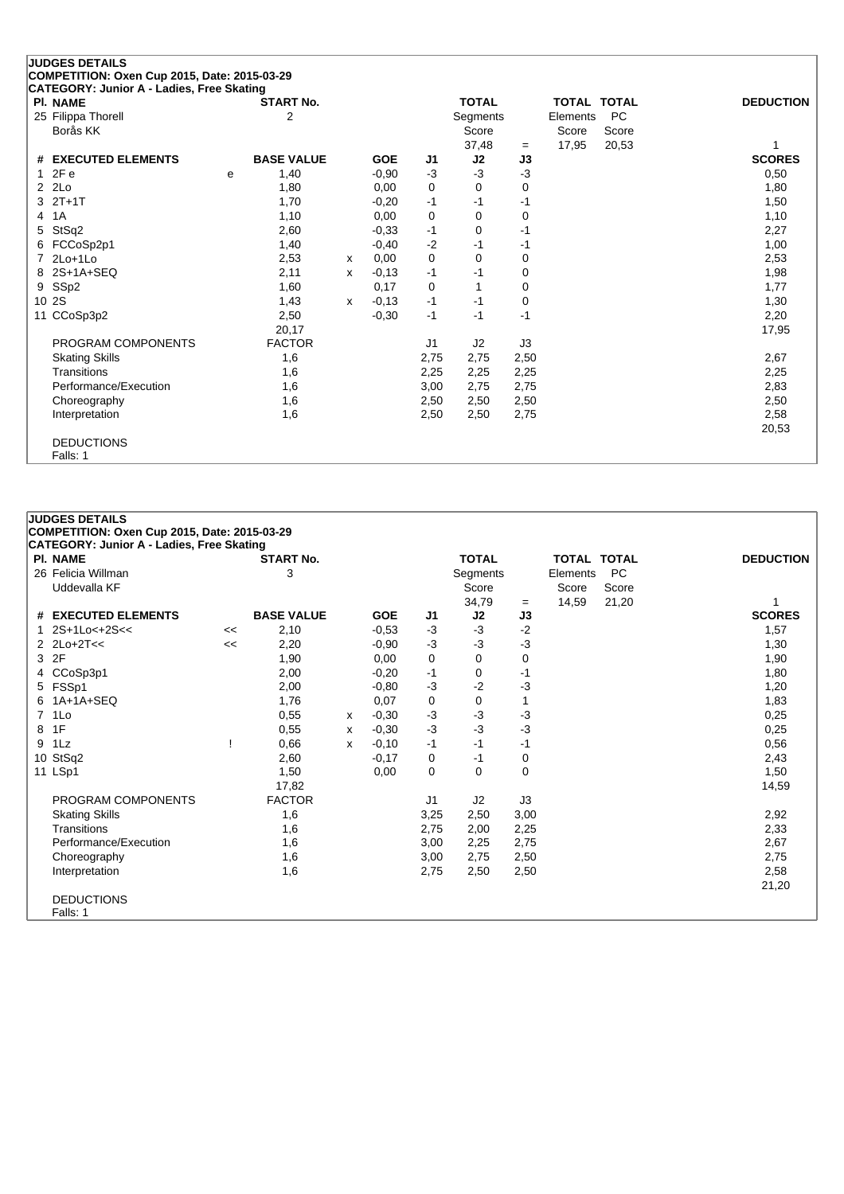## JUDGES DETAILS

**COMPETITION: Oxen Cup 2015, Date: 2015-03-29**

**CATEGORY: Junior A - Ladies, Free Skating**

| Pl. | NAME | START No. | TOTAL Segments Score | = | TOTAL Elements Score | TOTAL PC Score | DEDUCTION |
|---|---|---|---|---|---|---|---|
| 25 | Filippa Thorell<br>Borås KK | 2 | 37,48 | = | 17,95 | 20,53 | 1 |

| # | EXECUTED ELEMENTS | | BASE VALUE | | GOE | J1 | J2 | J3 | SCORES |
|---|---|---|---|---|---|---|---|---|---|
| 1 | 2F e | e | 1,40 | | -0,90 | -3 | -3 | -3 | 0,50 |
| 2 | 2Lo | | 1,80 | | 0,00 | 0 | 0 | 0 | 1,80 |
| 3 | 2T+1T | | 1,70 | | -0,20 | -1 | -1 | -1 | 1,50 |
| 4 | 1A | | 1,10 | | 0,00 | 0 | 0 | 0 | 1,10 |
| 5 | StSq2 | | 2,60 | | -0,33 | -1 | 0 | -1 | 2,27 |
| 6 | FCCoSp2p1 | | 1,40 | | -0,40 | -2 | -1 | -1 | 1,00 |
| 7 | 2Lo+1Lo | | 2,53 | x | 0,00 | 0 | 0 | 0 | 2,53 |
| 8 | 2S+1A+SEQ | | 2,11 | x | -0,13 | -1 | -1 | 0 | 1,98 |
| 9 | SSp2 | | 1,60 | | 0,17 | 0 | 1 | 0 | 1,77 |
| 10 | 2S | | 1,43 | x | -0,13 | -1 | -1 | 0 | 1,30 |
| 11 | CCoSp3p2 | | 2,50 | | -0,30 | -1 | -1 | -1 | 2,20 |
| | | | 20,17 | | | | | | 17,95 |

| PROGRAM COMPONENTS | FACTOR | J1 | J2 | J3 | |
|---|---|---|---|---|---|
| Skating Skills | 1,6 | 2,75 | 2,75 | 2,50 | 2,67 |
| Transitions | 1,6 | 2,25 | 2,25 | 2,25 | 2,25 |
| Performance/Execution | 1,6 | 3,00 | 2,75 | 2,75 | 2,83 |
| Choreography | 1,6 | 2,50 | 2,50 | 2,50 | 2,50 |
| Interpretation | 1,6 | 2,50 | 2,50 | 2,75 | 2,58 |
| | | | | | 20,53 |

DEDUCTIONS
Falls: 1

## JUDGES DETAILS

**COMPETITION: Oxen Cup 2015, Date: 2015-03-29**

**CATEGORY: Junior A - Ladies, Free Skating**

| Pl. | NAME | START No. | TOTAL Segments Score | = | TOTAL Elements Score | TOTAL PC Score | DEDUCTION |
|---|---|---|---|---|---|---|---|
| 26 | Felicia Willman<br>Uddevalla KF | 3 | 34,79 | = | 14,59 | 21,20 | 1 |

| # | EXECUTED ELEMENTS | | BASE VALUE | | GOE | J1 | J2 | J3 | SCORES |
|---|---|---|---|---|---|---|---|---|---|
| 1 | 2S+1Lo<+2S<< | << | 2,10 | | -0,53 | -3 | -3 | -2 | 1,57 |
| 2 | 2Lo+2T<< | << | 2,20 | | -0,90 | -3 | -3 | -3 | 1,30 |
| 3 | 2F | | 1,90 | | 0,00 | 0 | 0 | 0 | 1,90 |
| 4 | CCoSp3p1 | | 2,00 | | -0,20 | -1 | 0 | -1 | 1,80 |
| 5 | FSSp1 | | 2,00 | | -0,80 | -3 | -2 | -3 | 1,20 |
| 6 | 1A+1A+SEQ | | 1,76 | | 0,07 | 0 | 0 | 1 | 1,83 |
| 7 | 1Lo | | 0,55 | x | -0,30 | -3 | -3 | -3 | 0,25 |
| 8 | 1F | | 0,55 | x | -0,30 | -3 | -3 | -3 | 0,25 |
| 9 | 1Lz | ! | 0,66 | x | -0,10 | -1 | -1 | -1 | 0,56 |
| 10 | StSq2 | | 2,60 | | -0,17 | 0 | -1 | 0 | 2,43 |
| 11 | LSp1 | | 1,50 | | 0,00 | 0 | 0 | 0 | 1,50 |
| | | | 17,82 | | | | | | 14,59 |

| PROGRAM COMPONENTS | FACTOR | J1 | J2 | J3 | |
|---|---|---|---|---|---|
| Skating Skills | 1,6 | 3,25 | 2,50 | 3,00 | 2,92 |
| Transitions | 1,6 | 2,75 | 2,00 | 2,25 | 2,33 |
| Performance/Execution | 1,6 | 3,00 | 2,25 | 2,75 | 2,67 |
| Choreography | 1,6 | 3,00 | 2,75 | 2,50 | 2,75 |
| Interpretation | 1,6 | 2,75 | 2,50 | 2,50 | 2,58 |
| | | | | | 21,20 |

DEDUCTIONS
Falls: 1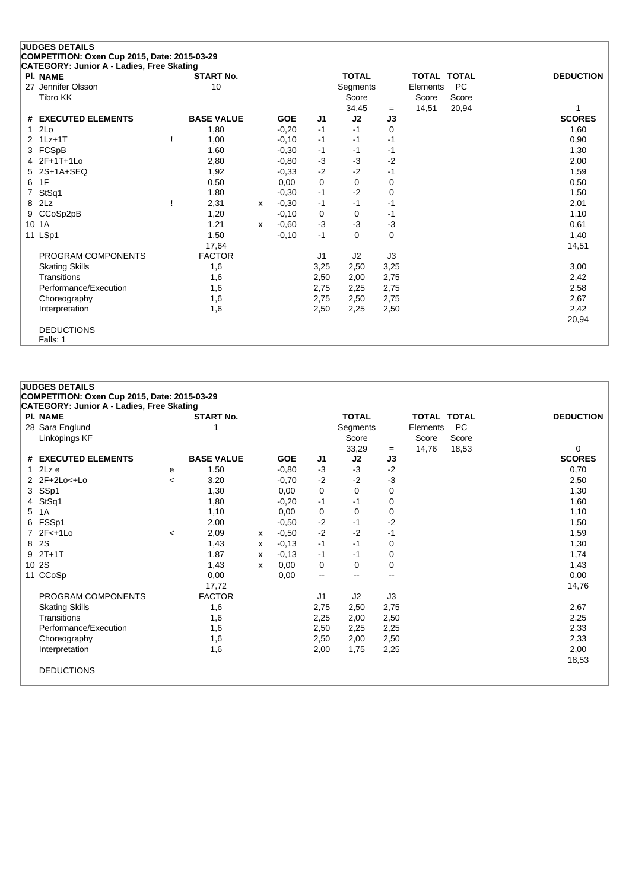**JUDGES DETAILS**
**COMPETITION: Oxen Cup 2015, Date: 2015-03-29**
**CATEGORY: Junior A - Ladies, Free Skating**

| Pl. NAME | START No. | TOTAL Segments Score | = | TOTAL Elements Score | TOTAL PC Score | DEDUCTION |
|---|---|---|---|---|---|---|
| 27 Jennifer Olsson, Tibro KK | 10 | 34,45 | = | 14,51 | 20,94 | 1 |

| # | EXECUTED ELEMENTS | | BASE VALUE | | GOE | J1 | J2 | J3 | SCORES |
|---|---|---|---|---|---|---|---|---|---|
| 1 | 2Lo | | 1,80 | | -0,20 | -1 | -1 | 0 | 1,60 |
| 2 | 1Lz+1T | ! | 1,00 | | -0,10 | -1 | -1 | -1 | 0,90 |
| 3 | FCSpB | | 1,60 | | -0,30 | -1 | -1 | -1 | 1,30 |
| 4 | 2F+1T+1Lo | | 2,80 | | -0,80 | -3 | -3 | -2 | 2,00 |
| 5 | 2S+1A+SEQ | | 1,92 | | -0,33 | -2 | -2 | -1 | 1,59 |
| 6 | 1F | | 0,50 | | 0,00 | 0 | 0 | 0 | 0,50 |
| 7 | StSq1 | | 1,80 | | -0,30 | -1 | -2 | 0 | 1,50 |
| 8 | 2Lz | ! | 2,31 | x | -0,30 | -1 | -1 | -1 | 2,01 |
| 9 | CCoSp2pB | | 1,20 | | -0,10 | 0 | 0 | -1 | 1,10 |
| 10 | 1A | | 1,21 | x | -0,60 | -3 | -3 | -3 | 0,61 |
| 11 | LSp1 | | 1,50 | | -0,10 | -1 | 0 | 0 | 1,40 |
| | | | 17,64 | | | | | | 14,51 |
| | PROGRAM COMPONENTS | | FACTOR | | | J1 | J2 | J3 | |
| | Skating Skills | | 1,6 | | | 3,25 | 2,50 | 3,25 | 3,00 |
| | Transitions | | 1,6 | | | 2,50 | 2,00 | 2,75 | 2,42 |
| | Performance/Execution | | 1,6 | | | 2,75 | 2,25 | 2,75 | 2,58 |
| | Choreography | | 1,6 | | | 2,75 | 2,50 | 2,75 | 2,67 |
| | Interpretation | | 1,6 | | | 2,50 | 2,25 | 2,50 | 2,42 |
| | | | | | | | | | 20,94 |

DEDUCTIONS
Falls: 1

**JUDGES DETAILS**
**COMPETITION: Oxen Cup 2015, Date: 2015-03-29**
**CATEGORY: Junior A - Ladies, Free Skating**

| Pl. NAME | START No. | TOTAL Segments Score | = | TOTAL Elements Score | TOTAL PC Score | DEDUCTION |
|---|---|---|---|---|---|---|
| 28 Sara Englund, Linköpings KF | 1 | 33,29 | = | 14,76 | 18,53 | 0 |

| # | EXECUTED ELEMENTS | | BASE VALUE | | GOE | J1 | J2 | J3 | SCORES |
|---|---|---|---|---|---|---|---|---|---|
| 1 | 2Lz e | e | 1,50 | | -0,80 | -3 | -3 | -2 | 0,70 |
| 2 | 2F+2Lo<+Lo | < | 3,20 | | -0,70 | -2 | -2 | -3 | 2,50 |
| 3 | SSp1 | | 1,30 | | 0,00 | 0 | 0 | 0 | 1,30 |
| 4 | StSq1 | | 1,80 | | -0,20 | -1 | -1 | 0 | 1,60 |
| 5 | 1A | | 1,10 | | 0,00 | 0 | 0 | 0 | 1,10 |
| 6 | FSSp1 | | 2,00 | | -0,50 | -2 | -1 | -2 | 1,50 |
| 7 | 2F<+1Lo | < | 2,09 | x | -0,50 | -2 | -2 | -1 | 1,59 |
| 8 | 2S | | 1,43 | x | -0,13 | -1 | -1 | 0 | 1,30 |
| 9 | 2T+1T | | 1,87 | x | -0,13 | -1 | -1 | 0 | 1,74 |
| 10 | 2S | | 1,43 | x | 0,00 | 0 | 0 | 0 | 1,43 |
| 11 | CCoSp | | 0,00 | | 0,00 | -- | -- | -- | 0,00 |
| | | | 17,72 | | | | | | 14,76 |
| | PROGRAM COMPONENTS | | FACTOR | | | J1 | J2 | J3 | |
| | Skating Skills | | 1,6 | | | 2,75 | 2,50 | 2,75 | 2,67 |
| | Transitions | | 1,6 | | | 2,25 | 2,00 | 2,50 | 2,25 |
| | Performance/Execution | | 1,6 | | | 2,50 | 2,25 | 2,25 | 2,33 |
| | Choreography | | 1,6 | | | 2,50 | 2,00 | 2,50 | 2,33 |
| | Interpretation | | 1,6 | | | 2,00 | 1,75 | 2,25 | 2,00 |
| | | | | | | | | | 18,53 |

DEDUCTIONS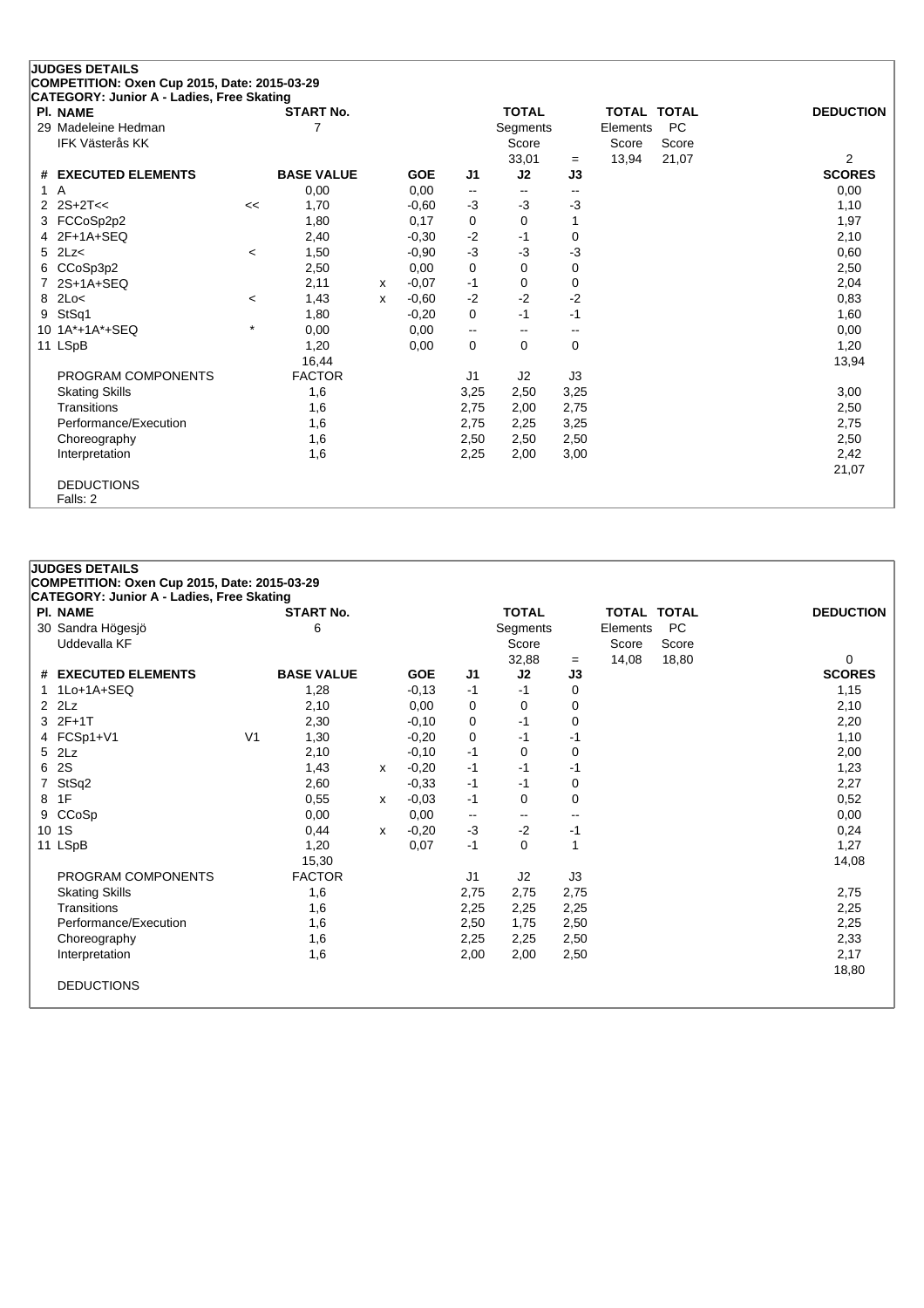**JUDGES DETAILS**
**COMPETITION: Oxen Cup 2015, Date: 2015-03-29**
**CATEGORY: Junior A - Ladies, Free Skating**

| Pl. NAME | START No. | TOTAL Segments Score | = | TOTAL Elements Score | TOTAL PC Score | DEDUCTION |
|---|---|---|---|---|---|---|
| 29 Madeleine Hedman<br>IFK Västerås KK | 7 | 33,01 | = | 13,94 | 21,07 | 2 |

| # | EXECUTED ELEMENTS | | BASE VALUE | | GOE | J1 | J2 | J3 | SCORES |
|---|---|---|---|---|---|---|---|---|---|
| 1 | A | | 0,00 | | 0,00 | -- | -- | -- | 0,00 |
| 2 | 2S+2T<< | << | 1,70 | | -0,60 | -3 | -3 | -3 | 1,10 |
| 3 | FCCoSp2p2 | | 1,80 | | 0,17 | 0 | 0 | 1 | 1,97 |
| 4 | 2F+1A+SEQ | | 2,40 | | -0,30 | -2 | -1 | 0 | 2,10 |
| 5 | 2Lz< | < | 1,50 | | -0,90 | -3 | -3 | -3 | 0,60 |
| 6 | CCoSp3p2 | | 2,50 | | 0,00 | 0 | 0 | 0 | 2,50 |
| 7 | 2S+1A+SEQ | | 2,11 | x | -0,07 | -1 | 0 | 0 | 2,04 |
| 8 | 2Lo< | < | 1,43 | x | -0,60 | -2 | -2 | -2 | 0,83 |
| 9 | StSq1 | | 1,80 | | -0,20 | 0 | -1 | -1 | 1,60 |
| 10 | 1A*+1A*+SEQ | * | 0,00 | | 0,00 | -- | -- | -- | 0,00 |
| 11 | LSpB | | 1,20 | | 0,00 | 0 | 0 | 0 | 1,20 |
| | | | 16,44 | | | | | | 13,94 |
| | PROGRAM COMPONENTS | | FACTOR | | | J1 | J2 | J3 | |
| | Skating Skills | | 1,6 | | | 3,25 | 2,50 | 3,25 | 3,00 |
| | Transitions | | 1,6 | | | 2,75 | 2,00 | 2,75 | 2,50 |
| | Performance/Execution | | 1,6 | | | 2,75 | 2,25 | 3,25 | 2,75 |
| | Choreography | | 1,6 | | | 2,50 | 2,50 | 2,50 | 2,50 |
| | Interpretation | | 1,6 | | | 2,25 | 2,00 | 3,00 | 2,42 |
| | | | | | | | | | 21,07 |

DEDUCTIONS
Falls: 2

**JUDGES DETAILS**
**COMPETITION: Oxen Cup 2015, Date: 2015-03-29**
**CATEGORY: Junior A - Ladies, Free Skating**

| Pl. NAME | START No. | TOTAL Segments Score | = | TOTAL Elements Score | TOTAL PC Score | DEDUCTION |
|---|---|---|---|---|---|---|
| 30 Sandra Högesjö<br>Uddevalla KF | 6 | 32,88 | = | 14,08 | 18,80 | 0 |

| # | EXECUTED ELEMENTS | | BASE VALUE | | GOE | J1 | J2 | J3 | SCORES |
|---|---|---|---|---|---|---|---|---|---|
| 1 | 1Lo+1A+SEQ | | 1,28 | | -0,13 | -1 | -1 | 0 | 1,15 |
| 2 | 2Lz | | 2,10 | | 0,00 | 0 | 0 | 0 | 2,10 |
| 3 | 2F+1T | | 2,30 | | -0,10 | 0 | -1 | 0 | 2,20 |
| 4 | FCSp1+V1 | V1 | 1,30 | | -0,20 | 0 | -1 | -1 | 1,10 |
| 5 | 2Lz | | 2,10 | | -0,10 | -1 | 0 | 0 | 2,00 |
| 6 | 2S | | 1,43 | x | -0,20 | -1 | -1 | -1 | 1,23 |
| 7 | StSq2 | | 2,60 | | -0,33 | -1 | -1 | 0 | 2,27 |
| 8 | 1F | | 0,55 | x | -0,03 | -1 | 0 | 0 | 0,52 |
| 9 | CCoSp | | 0,00 | | 0,00 | -- | -- | -- | 0,00 |
| 10 | 1S | | 0,44 | x | -0,20 | -3 | -2 | -1 | 0,24 |
| 11 | LSpB | | 1,20 | | 0,07 | -1 | 0 | 1 | 1,27 |
| | | | 15,30 | | | | | | 14,08 |
| | PROGRAM COMPONENTS | | FACTOR | | | J1 | J2 | J3 | |
| | Skating Skills | | 1,6 | | | 2,75 | 2,75 | 2,75 | 2,75 |
| | Transitions | | 1,6 | | | 2,25 | 2,25 | 2,25 | 2,25 |
| | Performance/Execution | | 1,6 | | | 2,50 | 1,75 | 2,50 | 2,25 |
| | Choreography | | 1,6 | | | 2,25 | 2,25 | 2,50 | 2,33 |
| | Interpretation | | 1,6 | | | 2,00 | 2,00 | 2,50 | 2,17 |
| | | | | | | | | | 18,80 |

DEDUCTIONS